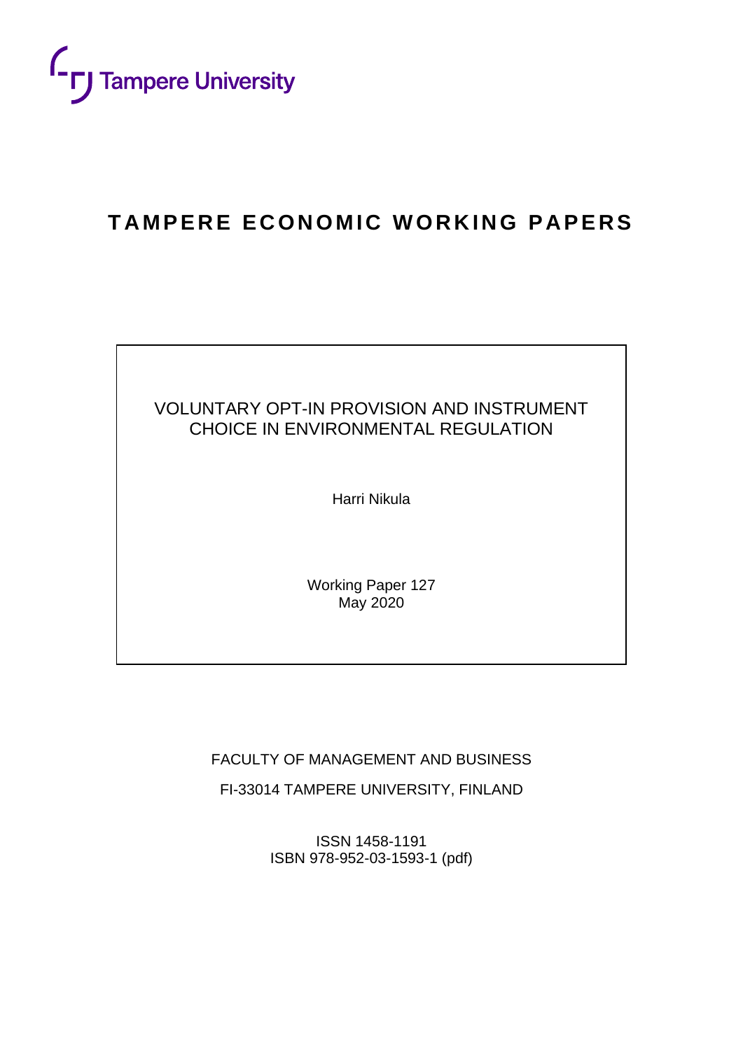Tampere University

# TAMPERE ECONOMIC WORKING PAPERS

VOLUNTARY OPT-IN PROVISION AND INSTRUMENT CHOICE IN ENVIRONMENTAL REGULATION

Harri Nikula

Working Paper 127
May 2020

FACULTY OF MANAGEMENT AND BUSINESS

FI-33014 TAMPERE UNIVERSITY, FINLAND

ISSN 1458-1191
ISBN 978-952-03-1593-1 (pdf)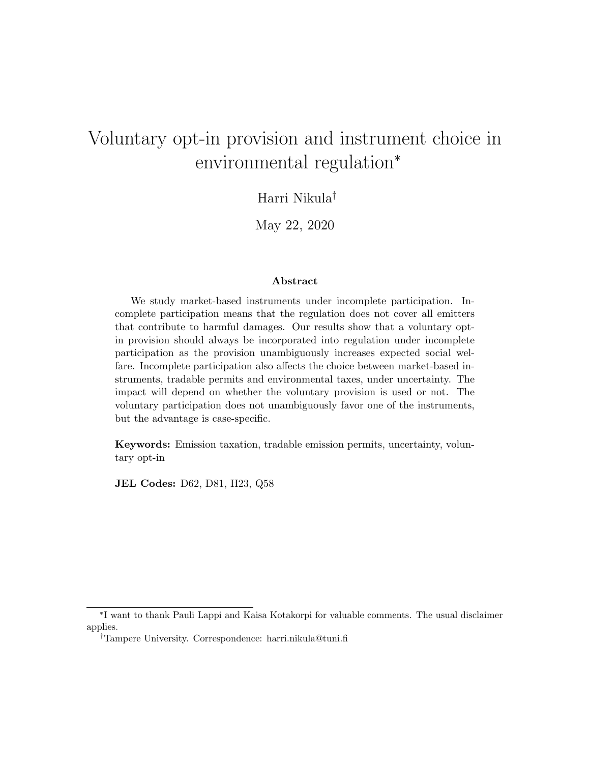# Voluntary opt-in provision and instrument choice in environmental regulation*

Harri Nikula†

May 22, 2020

### Abstract

We study market-based instruments under incomplete participation. Incomplete participation means that the regulation does not cover all emitters that contribute to harmful damages. Our results show that a voluntary opt-in provision should always be incorporated into regulation under incomplete participation as the provision unambiguously increases expected social welfare. Incomplete participation also affects the choice between market-based instruments, tradable permits and environmental taxes, under uncertainty. The impact will depend on whether the voluntary provision is used or not. The voluntary participation does not unambiguously favor one of the instruments, but the advantage is case-specific.

**Keywords:** Emission taxation, tradable emission permits, uncertainty, voluntary opt-in

**JEL Codes:** D62, D81, H23, Q58

---

*I want to thank Pauli Lappi and Kaisa Kotakorpi for valuable comments. The usual disclaimer applies.

†Tampere University. Correspondence: harri.nikula@tuni.fi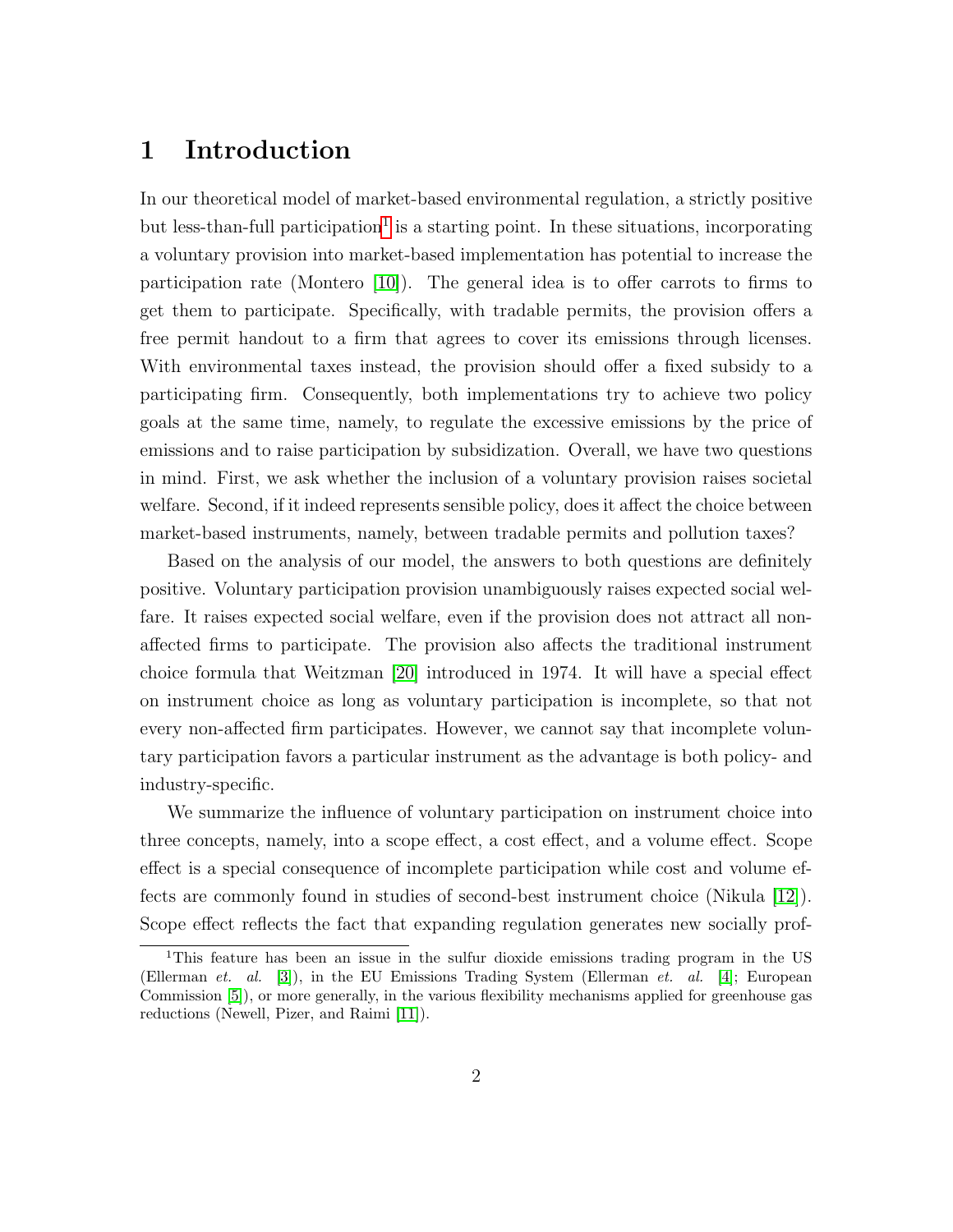# 1 Introduction

In our theoretical model of market-based environmental regulation, a strictly positive but less-than-full participation[1] is a starting point. In these situations, incorporating a voluntary provision into market-based implementation has potential to increase the participation rate (Montero [10]). The general idea is to offer carrots to firms to get them to participate. Specifically, with tradable permits, the provision offers a free permit handout to a firm that agrees to cover its emissions through licenses. With environmental taxes instead, the provision should offer a fixed subsidy to a participating firm. Consequently, both implementations try to achieve two policy goals at the same time, namely, to regulate the excessive emissions by the price of emissions and to raise participation by subsidization. Overall, we have two questions in mind. First, we ask whether the inclusion of a voluntary provision raises societal welfare. Second, if it indeed represents sensible policy, does it affect the choice between market-based instruments, namely, between tradable permits and pollution taxes?

Based on the analysis of our model, the answers to both questions are definitely positive. Voluntary participation provision unambiguously raises expected social welfare. It raises expected social welfare, even if the provision does not attract all non-affected firms to participate. The provision also affects the traditional instrument choice formula that Weitzman [20] introduced in 1974. It will have a special effect on instrument choice as long as voluntary participation is incomplete, so that not every non-affected firm participates. However, we cannot say that incomplete voluntary participation favors a particular instrument as the advantage is both policy- and industry-specific.

We summarize the influence of voluntary participation on instrument choice into three concepts, namely, into a scope effect, a cost effect, and a volume effect. Scope effect is a special consequence of incomplete participation while cost and volume effects are commonly found in studies of second-best instrument choice (Nikula [12]). Scope effect reflects the fact that expanding regulation generates new socially prof-

[1] This feature has been an issue in the sulfur dioxide emissions trading program in the US (Ellerman *et. al.* [3]), in the EU Emissions Trading System (Ellerman *et. al.* [4]; European Commission [5]), or more generally, in the various flexibility mechanisms applied for greenhouse gas reductions (Newell, Pizer, and Raimi [11]).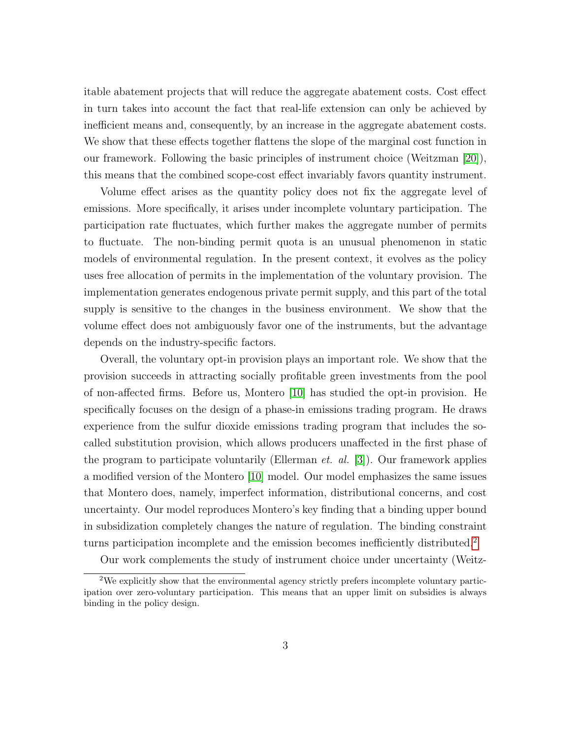itable abatement projects that will reduce the aggregate abatement costs. Cost effect in turn takes into account the fact that real-life extension can only be achieved by inefficient means and, consequently, by an increase in the aggregate abatement costs. We show that these effects together flattens the slope of the marginal cost function in our framework. Following the basic principles of instrument choice (Weitzman [20]), this means that the combined scope-cost effect invariably favors quantity instrument.

Volume effect arises as the quantity policy does not fix the aggregate level of emissions. More specifically, it arises under incomplete voluntary participation. The participation rate fluctuates, which further makes the aggregate number of permits to fluctuate. The non-binding permit quota is an unusual phenomenon in static models of environmental regulation. In the present context, it evolves as the policy uses free allocation of permits in the implementation of the voluntary provision. The implementation generates endogenous private permit supply, and this part of the total supply is sensitive to the changes in the business environment. We show that the volume effect does not ambiguously favor one of the instruments, but the advantage depends on the industry-specific factors.

Overall, the voluntary opt-in provision plays an important role. We show that the provision succeeds in attracting socially profitable green investments from the pool of non-affected firms. Before us, Montero [10] has studied the opt-in provision. He specifically focuses on the design of a phase-in emissions trading program. He draws experience from the sulfur dioxide emissions trading program that includes the so-called substitution provision, which allows producers unaffected in the first phase of the program to participate voluntarily (Ellerman *et. al.* [3]). Our framework applies a modified version of the Montero [10] model. Our model emphasizes the same issues that Montero does, namely, imperfect information, distributional concerns, and cost uncertainty. Our model reproduces Montero's key finding that a binding upper bound in subsidization completely changes the nature of regulation. The binding constraint turns participation incomplete and the emission becomes inefficiently distributed.[2]

Our work complements the study of instrument choice under uncertainty (Weitz-

[2] We explicitly show that the environmental agency strictly prefers incomplete voluntary participation over zero-voluntary participation. This means that an upper limit on subsidies is always binding in the policy design.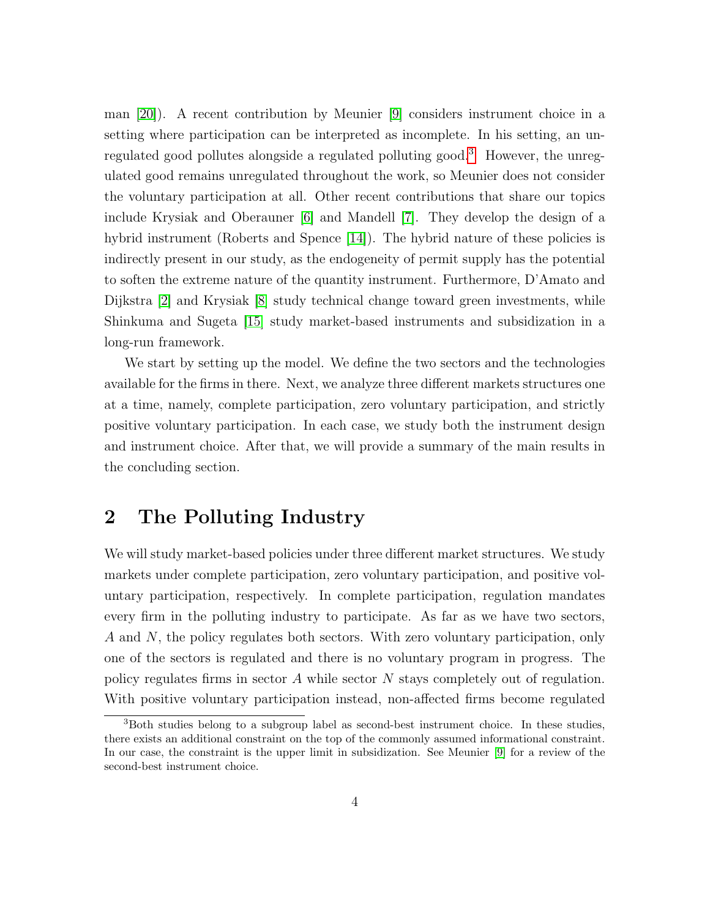man [20]). A recent contribution by Meunier [9] considers instrument choice in a setting where participation can be interpreted as incomplete. In his setting, an unregulated good pollutes alongside a regulated polluting good.[3] However, the unregulated good remains unregulated throughout the work, so Meunier does not consider the voluntary participation at all. Other recent contributions that share our topics include Krysiak and Oberauner [6] and Mandell [7]. They develop the design of a hybrid instrument (Roberts and Spence [14]). The hybrid nature of these policies is indirectly present in our study, as the endogeneity of permit supply has the potential to soften the extreme nature of the quantity instrument. Furthermore, D'Amato and Dijkstra [2] and Krysiak [8] study technical change toward green investments, while Shinkuma and Sugeta [15] study market-based instruments and subsidization in a long-run framework.

We start by setting up the model. We define the two sectors and the technologies available for the firms in there. Next, we analyze three different markets structures one at a time, namely, complete participation, zero voluntary participation, and strictly positive voluntary participation. In each case, we study both the instrument design and instrument choice. After that, we will provide a summary of the main results in the concluding section.

## 2 The Polluting Industry

We will study market-based policies under three different market structures. We study markets under complete participation, zero voluntary participation, and positive voluntary participation, respectively. In complete participation, regulation mandates every firm in the polluting industry to participate. As far as we have two sectors, $A$ and $N$, the policy regulates both sectors. With zero voluntary participation, only one of the sectors is regulated and there is no voluntary program in progress. The policy regulates firms in sector $A$ while sector $N$ stays completely out of regulation. With positive voluntary participation instead, non-affected firms become regulated

[3] Both studies belong to a subgroup label as second-best instrument choice. In these studies, there exists an additional constraint on the top of the commonly assumed informational constraint. In our case, the constraint is the upper limit in subsidization. See Meunier [9] for a review of the second-best instrument choice.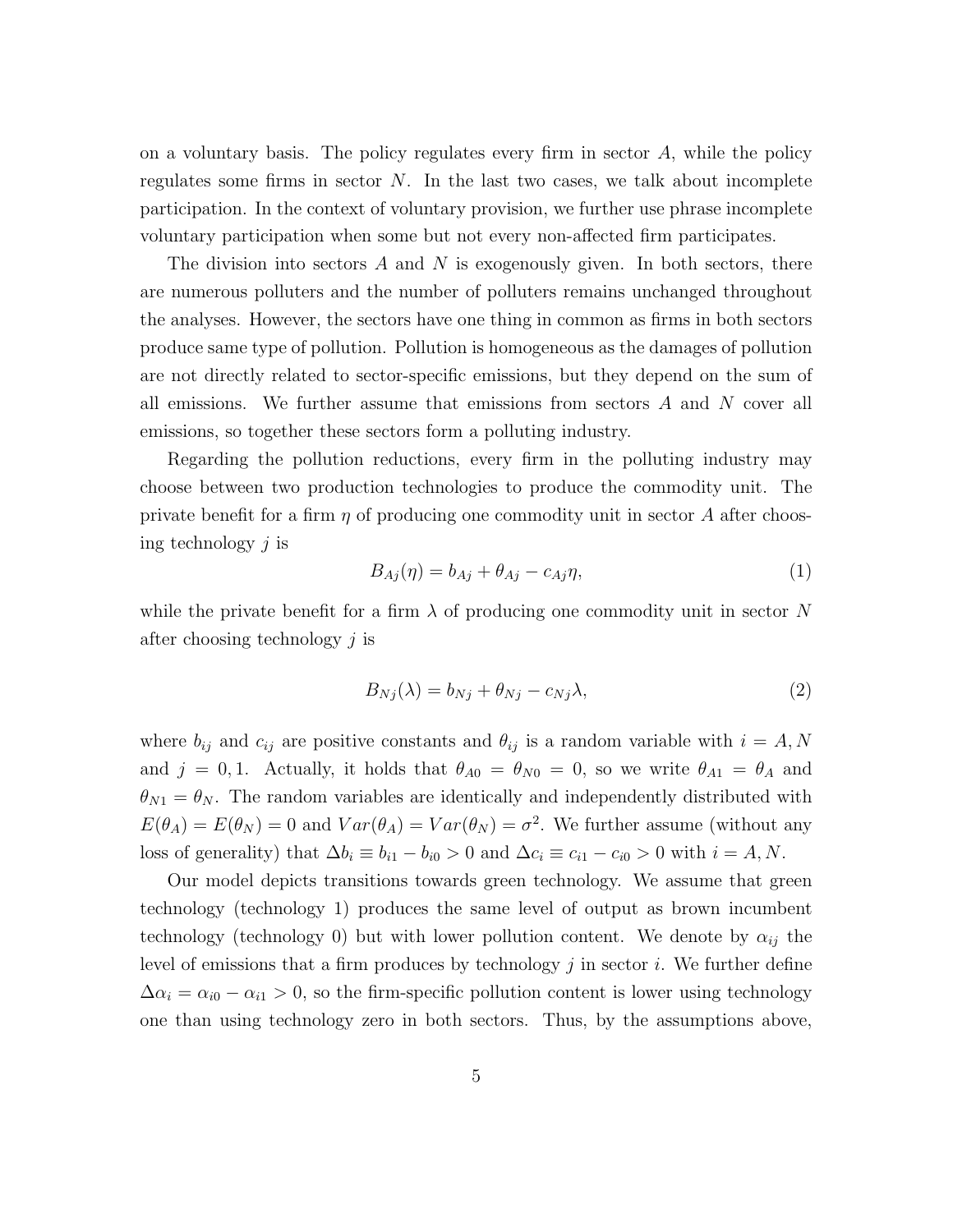on a voluntary basis. The policy regulates every firm in sector $A$, while the policy regulates some firms in sector $N$. In the last two cases, we talk about incomplete participation. In the context of voluntary provision, we further use phrase incomplete voluntary participation when some but not every non-affected firm participates.

The division into sectors $A$ and $N$ is exogenously given. In both sectors, there are numerous polluters and the number of polluters remains unchanged throughout the analyses. However, the sectors have one thing in common as firms in both sectors produce same type of pollution. Pollution is homogeneous as the damages of pollution are not directly related to sector-specific emissions, but they depend on the sum of all emissions. We further assume that emissions from sectors $A$ and $N$ cover all emissions, so together these sectors form a polluting industry.

Regarding the pollution reductions, every firm in the polluting industry may choose between two production technologies to produce the commodity unit. The private benefit for a firm $\eta$ of producing one commodity unit in sector $A$ after choosing technology $j$ is

$$B_{Aj}(\eta) = b_{Aj} + \theta_{Aj} - c_{Aj}\eta, \tag{1}$$

while the private benefit for a firm $\lambda$ of producing one commodity unit in sector $N$ after choosing technology $j$ is

$$B_{Nj}(\lambda) = b_{Nj} + \theta_{Nj} - c_{Nj}\lambda, \tag{2}$$

where $b_{ij}$ and $c_{ij}$ are positive constants and $\theta_{ij}$ is a random variable with $i = A, N$ and $j = 0, 1$. Actually, it holds that $\theta_{A0} = \theta_{N0} = 0$, so we write $\theta_{A1} = \theta_A$ and $\theta_{N1} = \theta_N$. The random variables are identically and independently distributed with $E(\theta_A) = E(\theta_N) = 0$ and $Var(\theta_A) = Var(\theta_N) = \sigma^2$. We further assume (without any loss of generality) that $\Delta b_i \equiv b_{i1} - b_{i0} > 0$ and $\Delta c_i \equiv c_{i1} - c_{i0} > 0$ with $i = A, N$.

Our model depicts transitions towards green technology. We assume that green technology (technology 1) produces the same level of output as brown incumbent technology (technology 0) but with lower pollution content. We denote by $\alpha_{ij}$ the level of emissions that a firm produces by technology $j$ in sector $i$. We further define $\Delta\alpha_i = \alpha_{i0} - \alpha_{i1} > 0$, so the firm-specific pollution content is lower using technology one than using technology zero in both sectors. Thus, by the assumptions above,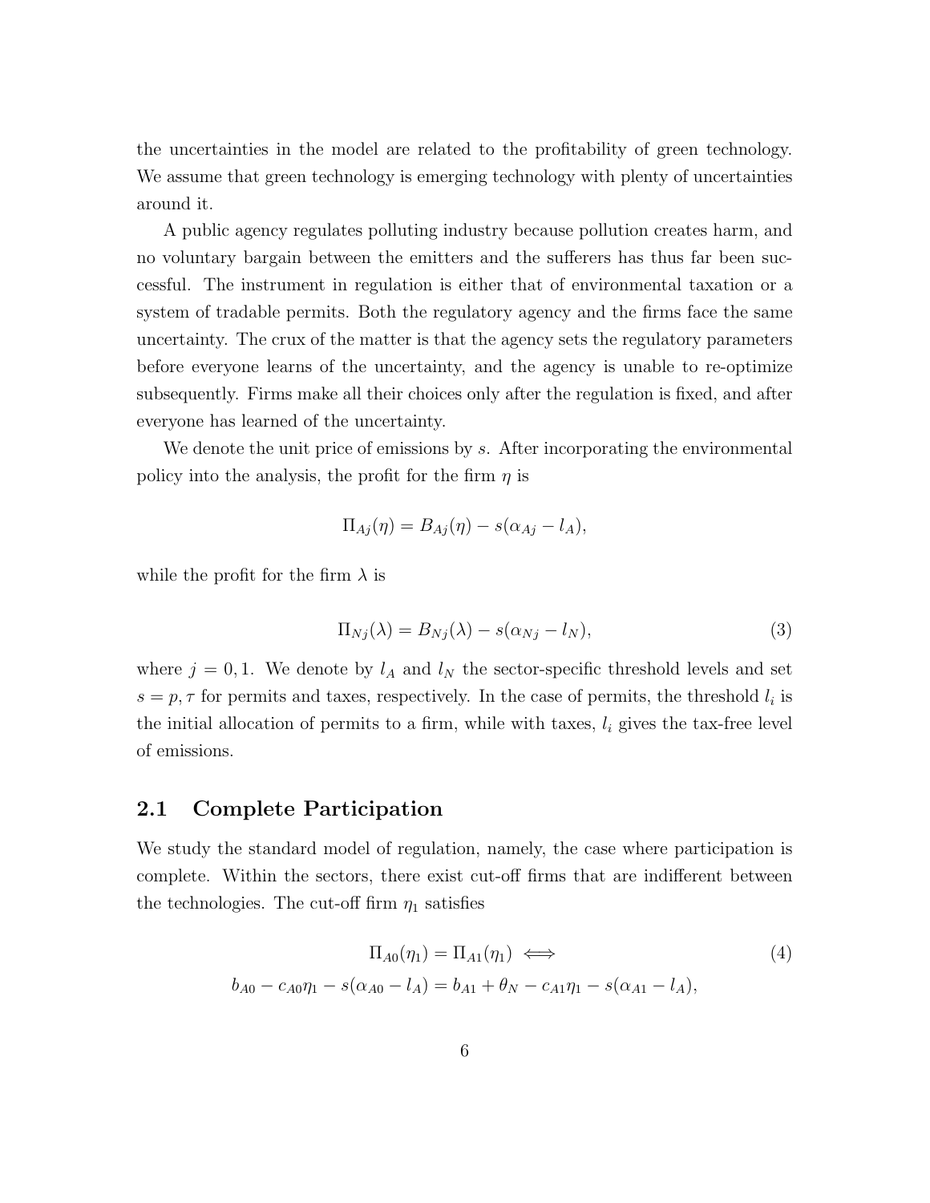the uncertainties in the model are related to the profitability of green technology. We assume that green technology is emerging technology with plenty of uncertainties around it.

A public agency regulates polluting industry because pollution creates harm, and no voluntary bargain between the emitters and the sufferers has thus far been successful. The instrument in regulation is either that of environmental taxation or a system of tradable permits. Both the regulatory agency and the firms face the same uncertainty. The crux of the matter is that the agency sets the regulatory parameters before everyone learns of the uncertainty, and the agency is unable to re-optimize subsequently. Firms make all their choices only after the regulation is fixed, and after everyone has learned of the uncertainty.

We denote the unit price of emissions by $s$. After incorporating the environmental policy into the analysis, the profit for the firm $\eta$ is

$$\Pi_{Aj}(\eta) = B_{Aj}(\eta) - s(\alpha_{Aj} - l_A),$$

while the profit for the firm $\lambda$ is

$$\Pi_{Nj}(\lambda) = B_{Nj}(\lambda) - s(\alpha_{Nj} - l_N), \tag{3}$$

where $j = 0, 1$. We denote by $l_A$ and $l_N$ the sector-specific threshold levels and set $s = p, \tau$ for permits and taxes, respectively. In the case of permits, the threshold $l_i$ is the initial allocation of permits to a firm, while with taxes, $l_i$ gives the tax-free level of emissions.

## 2.1 Complete Participation

We study the standard model of regulation, namely, the case where participation is complete. Within the sectors, there exist cut-off firms that are indifferent between the technologies. The cut-off firm $\eta_1$ satisfies

$$\Pi_{A0}(\eta_1) = \Pi_{A1}(\eta_1) \iff \tag{4}$$
$$b_{A0} - c_{A0}\eta_1 - s(\alpha_{A0} - l_A) = b_{A1} + \theta_N - c_{A1}\eta_1 - s(\alpha_{A1} - l_A),$$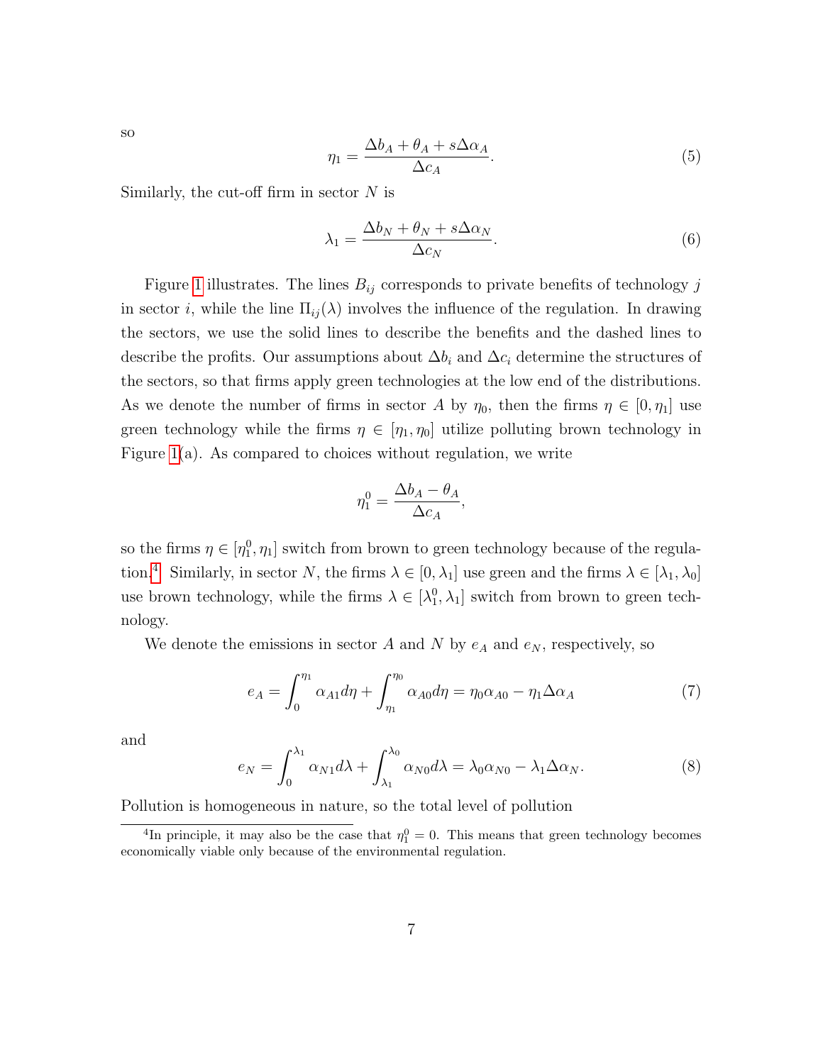so

$$\eta_1 = \frac{\Delta b_A + \theta_A + s\Delta\alpha_A}{\Delta c_A}. \tag{5}$$

Similarly, the cut-off firm in sector $N$ is

$$\lambda_1 = \frac{\Delta b_N + \theta_N + s\Delta\alpha_N}{\Delta c_N}. \tag{6}$$

Figure 1 illustrates. The lines $B_{ij}$ corresponds to private benefits of technology $j$ in sector $i$, while the line $\Pi_{ij}(\lambda)$ involves the influence of the regulation. In drawing the sectors, we use the solid lines to describe the benefits and the dashed lines to describe the profits. Our assumptions about $\Delta b_i$ and $\Delta c_i$ determine the structures of the sectors, so that firms apply green technologies at the low end of the distributions. As we denote the number of firms in sector $A$ by $\eta_0$, then the firms $\eta \in [0, \eta_1]$ use green technology while the firms $\eta \in [\eta_1, \eta_0]$ utilize polluting brown technology in Figure 1(a). As compared to choices without regulation, we write

$$\eta_1^0 = \frac{\Delta b_A - \theta_A}{\Delta c_A},$$

so the firms $\eta \in [\eta_1^0, \eta_1]$ switch from brown to green technology because of the regulation.[4] Similarly, in sector $N$, the firms $\lambda \in [0, \lambda_1]$ use green and the firms $\lambda \in [\lambda_1, \lambda_0]$ use brown technology, while the firms $\lambda \in [\lambda_1^0, \lambda_1]$ switch from brown to green technology.

We denote the emissions in sector $A$ and $N$ by $e_A$ and $e_N$, respectively, so

$$e_A = \int_0^{\eta_1} \alpha_{A1} d\eta + \int_{\eta_1}^{\eta_0} \alpha_{A0} d\eta = \eta_0 \alpha_{A0} - \eta_1 \Delta\alpha_A \tag{7}$$

and

$$e_N = \int_0^{\lambda_1} \alpha_{N1} d\lambda + \int_{\lambda_1}^{\lambda_0} \alpha_{N0} d\lambda = \lambda_0 \alpha_{N0} - \lambda_1 \Delta\alpha_N. \tag{8}$$

Pollution is homogeneous in nature, so the total level of pollution

[4] In principle, it may also be the case that $\eta_1^0 = 0$. This means that green technology becomes economically viable only because of the environmental regulation.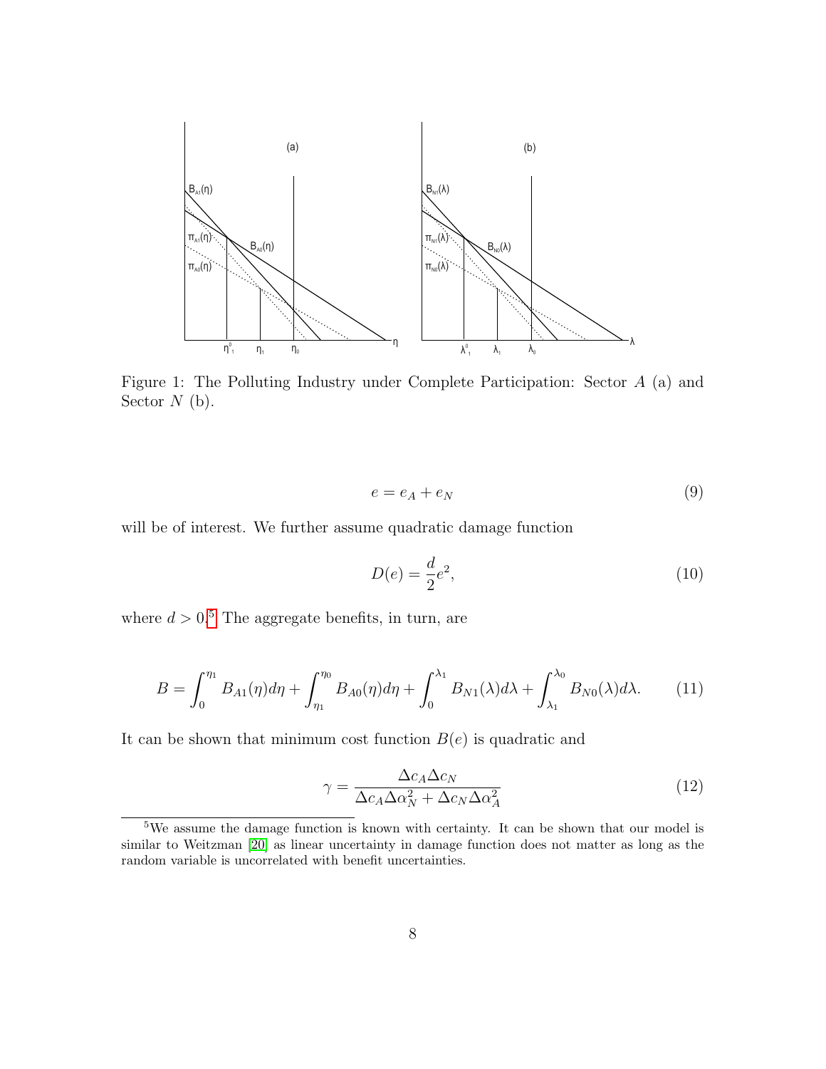(a)

$B_{A1}(\eta)$

$\pi_{A1}(\eta)$

$\pi_{A0}(\eta)$

$B_{A0}(\eta)$

$\eta_1^0$ $\eta_1$ $\eta_0$ $\eta$

(b)

$B_{N1}(\lambda)$

$\pi_{N1}(\lambda)$

$\pi_{N0}(\lambda)$

$B_{N0}(\lambda)$

$\lambda_1^0$ $\lambda_1$ $\lambda_0$ $\lambda$

Figure 1: The Polluting Industry under Complete Participation: Sector $A$ (a) and Sector $N$ (b).

$$e = e_A + e_N \tag{9}$$

will be of interest. We further assume quadratic damage function

$$D(e) = \frac{d}{2}e^2, \tag{10}$$

where $d > 0$.[5] The aggregate benefits, in turn, are

$$B = \int_0^{\eta_1} B_{A1}(\eta)d\eta + \int_{\eta_1}^{\eta_0} B_{A0}(\eta)d\eta + \int_0^{\lambda_1} B_{N1}(\lambda)d\lambda + \int_{\lambda_1}^{\lambda_0} B_{N0}(\lambda)d\lambda. \tag{11}$$

It can be shown that minimum cost function $B(e)$ is quadratic and

$$\gamma = \frac{\Delta c_A \Delta c_N}{\Delta c_A \Delta \alpha_N^2 + \Delta c_N \Delta \alpha_A^2} \tag{12}$$

[5] We assume the damage function is known with certainty. It can be shown that our model is similar to Weitzman [20] as linear uncertainty in damage function does not matter as long as the random variable is uncorrelated with benefit uncertainties.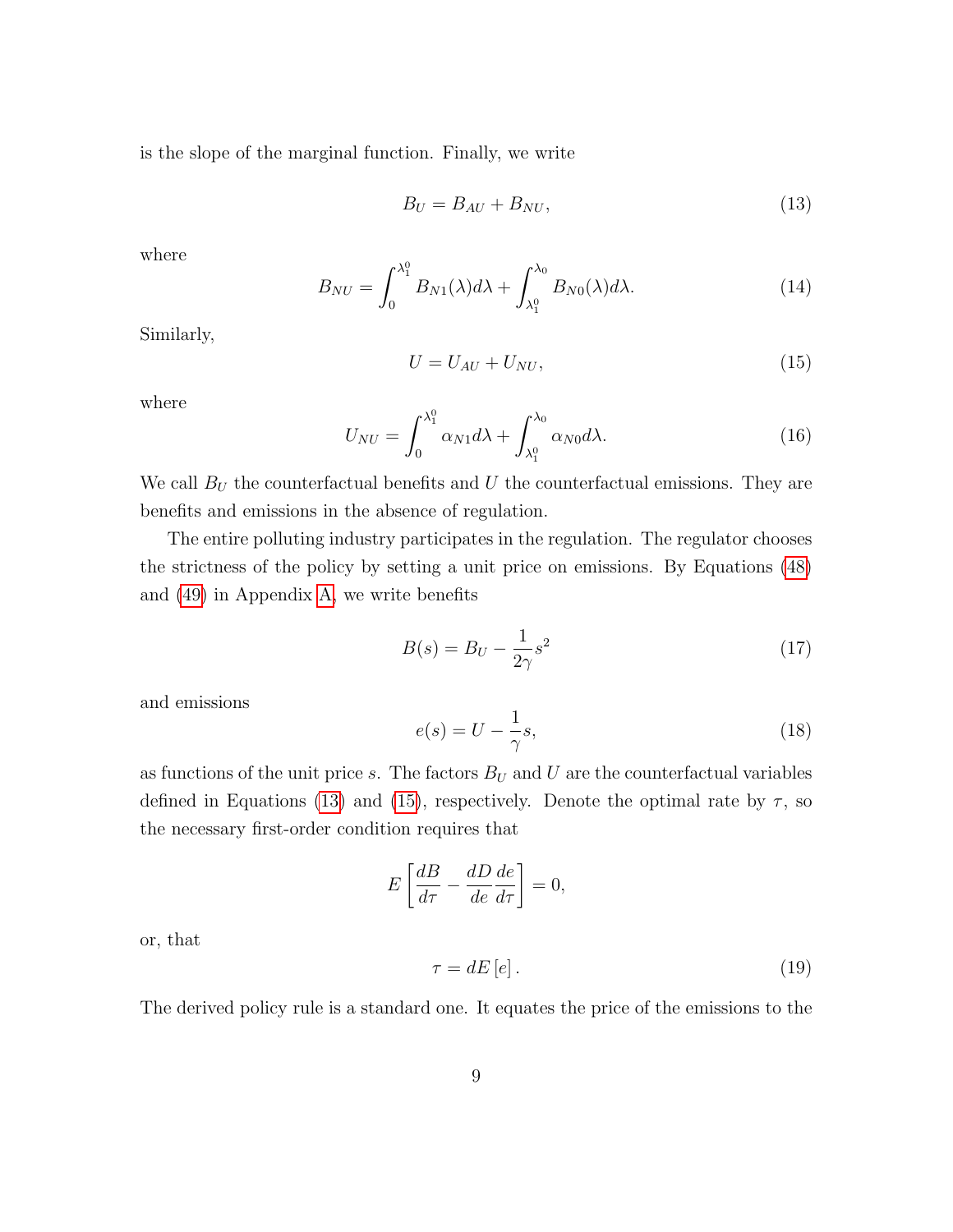is the slope of the marginal function. Finally, we write

$$B_U = B_{AU} + B_{NU}, \tag{13}$$

where

$$B_{NU} = \int_0^{\lambda_1^0} B_{N1}(\lambda) d\lambda + \int_{\lambda_1^0}^{\lambda_0} B_{N0}(\lambda) d\lambda. \tag{14}$$

Similarly,

$$U = U_{AU} + U_{NU}, \tag{15}$$

where

$$U_{NU} = \int_0^{\lambda_1^0} \alpha_{N1} d\lambda + \int_{\lambda_1^0}^{\lambda_0} \alpha_{N0} d\lambda. \tag{16}$$

We call $B_U$ the counterfactual benefits and $U$ the counterfactual emissions. They are benefits and emissions in the absence of regulation.

The entire polluting industry participates in the regulation. The regulator chooses the strictness of the policy by setting a unit price on emissions. By Equations (48) and (49) in Appendix A, we write benefits

$$B(s) = B_U - \frac{1}{2\gamma} s^2 \tag{17}$$

and emissions

$$e(s) = U - \frac{1}{\gamma} s, \tag{18}$$

as functions of the unit price $s$. The factors $B_U$ and $U$ are the counterfactual variables defined in Equations (13) and (15), respectively. Denote the optimal rate by $\tau$, so the necessary first-order condition requires that

$$E\left[\frac{dB}{d\tau} - \frac{dD}{de}\frac{de}{d\tau}\right] = 0,$$

or, that

$$\tau = dE\left[e\right]. \tag{19}$$

The derived policy rule is a standard one. It equates the price of the emissions to the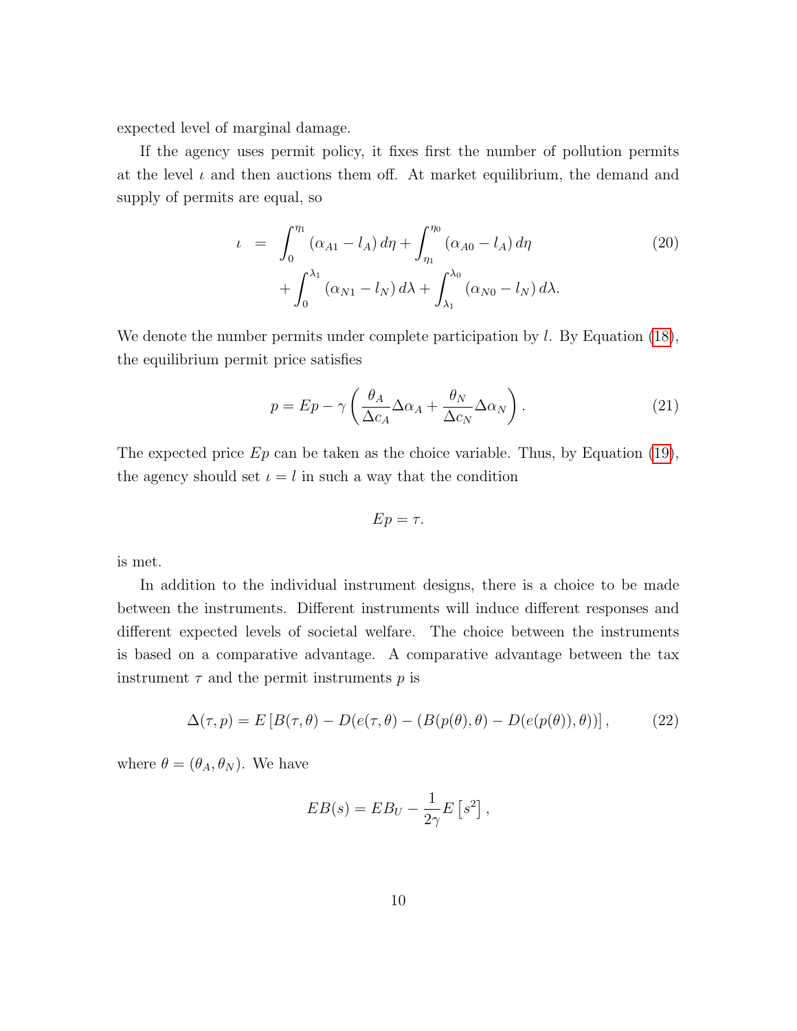expected level of marginal damage.

If the agency uses permit policy, it fixes first the number of pollution permits at the level $\iota$ and then auctions them off. At market equilibrium, the demand and supply of permits are equal, so

$$
\begin{aligned}
\iota &= \int_0^{\eta_1} (\alpha_{A1} - l_A)\, d\eta + \int_{\eta_1}^{\eta_0} (\alpha_{A0} - l_A)\, d\eta \\
&\quad + \int_0^{\lambda_1} (\alpha_{N1} - l_N)\, d\lambda + \int_{\lambda_1}^{\lambda_0} (\alpha_{N0} - l_N)\, d\lambda.
\end{aligned} \tag{20}
$$

We denote the number permits under complete participation by $l$. By Equation (18), the equilibrium permit price satisfies

$$
p = Ep - \gamma \left( \frac{\theta_A}{\Delta c_A} \Delta \alpha_A + \frac{\theta_N}{\Delta c_N} \Delta \alpha_N \right). \tag{21}
$$

The expected price $Ep$ can be taken as the choice variable. Thus, by Equation (19), the agency should set $\iota = l$ in such a way that the condition

$$
Ep = \tau.
$$

is met.

In addition to the individual instrument designs, there is a choice to be made between the instruments. Different instruments will induce different responses and different expected levels of societal welfare. The choice between the instruments is based on a comparative advantage. A comparative advantage between the tax instrument $\tau$ and the permit instruments $p$ is

$$
\Delta(\tau, p) = E\left[B(\tau, \theta) - D(e(\tau, \theta) - (B(p(\theta), \theta) - D(e(p(\theta)), \theta))\right], \tag{22}
$$

where $\theta = (\theta_A, \theta_N)$. We have

$$
EB(s) = EB_U - \frac{1}{2\gamma} E\left[s^2\right],
$$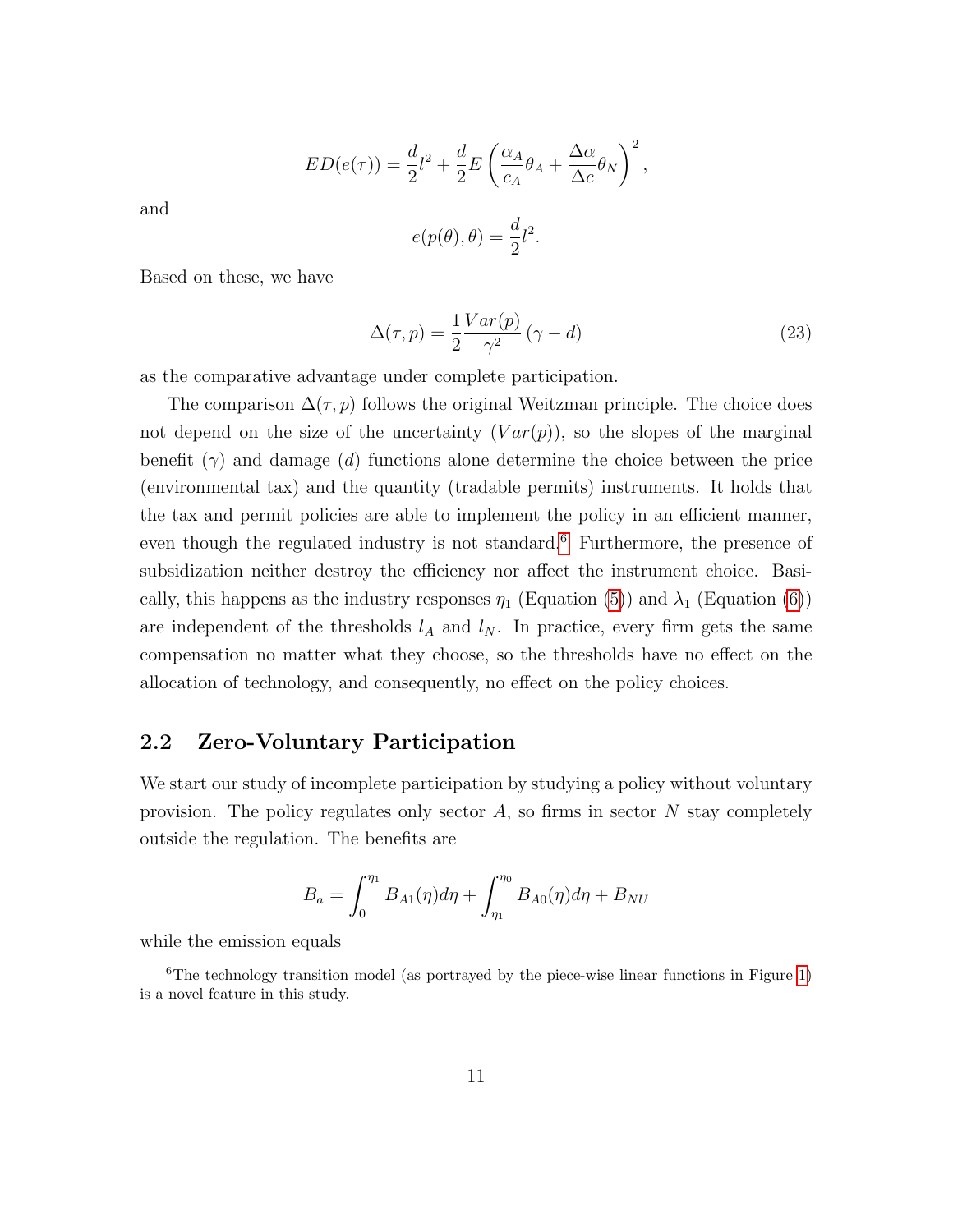$$ED(e(\tau)) = \frac{d}{2}l^2 + \frac{d}{2}E\left(\frac{\alpha_A}{c_A}\theta_A + \frac{\Delta\alpha}{\Delta c}\theta_N\right)^2,$$

and

$$e(p(\theta), \theta) = \frac{d}{2}l^2.$$

Based on these, we have

$$\Delta(\tau, p) = \frac{1}{2}\frac{Var(p)}{\gamma^2}(\gamma - d) \tag{23}$$

as the comparative advantage under complete participation.

The comparison $\Delta(\tau, p)$ follows the original Weitzman principle. The choice does not depend on the size of the uncertainty ($Var(p)$), so the slopes of the marginal benefit ($\gamma$) and damage ($d$) functions alone determine the choice between the price (environmental tax) and the quantity (tradable permits) instruments. It holds that the tax and permit policies are able to implement the policy in an efficient manner, even though the regulated industry is not standard.[6] Furthermore, the presence of subsidization neither destroy the efficiency nor affect the instrument choice. Basically, this happens as the industry responses $\eta_1$ (Equation (5)) and $\lambda_1$ (Equation (6)) are independent of the thresholds $l_A$ and $l_N$. In practice, every firm gets the same compensation no matter what they choose, so the thresholds have no effect on the allocation of technology, and consequently, no effect on the policy choices.

## 2.2 Zero-Voluntary Participation

We start our study of incomplete participation by studying a policy without voluntary provision. The policy regulates only sector $A$, so firms in sector $N$ stay completely outside the regulation. The benefits are

$$B_a = \int_0^{\eta_1} B_{A1}(\eta)d\eta + \int_{\eta_1}^{\eta_0} B_{A0}(\eta)d\eta + B_{NU}$$

while the emission equals

[6] The technology transition model (as portrayed by the piece-wise linear functions in Figure 1) is a novel feature in this study.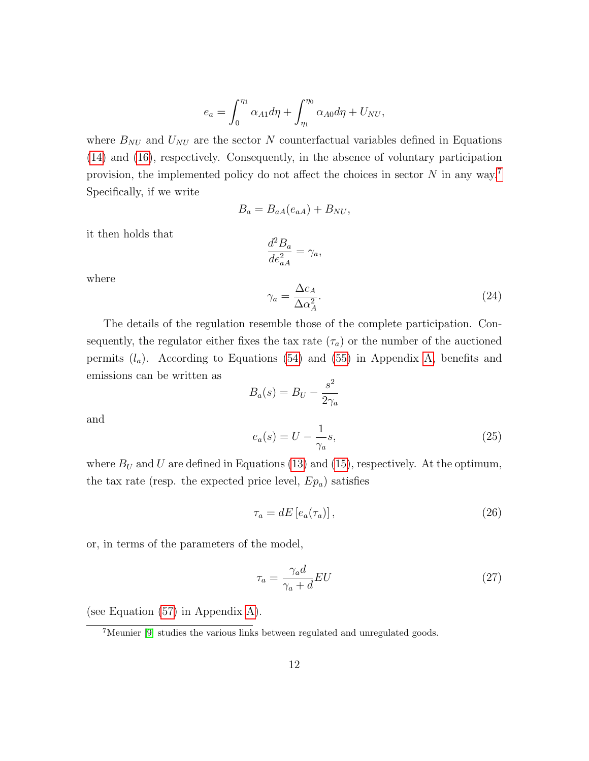$$e_a = \int_0^{\eta_1} \alpha_{A1} d\eta + \int_{\eta_1}^{\eta_0} \alpha_{A0} d\eta + U_{NU},$$

where $B_{NU}$ and $U_{NU}$ are the sector $N$ counterfactual variables defined in Equations (14) and (16), respectively. Consequently, in the absence of voluntary participation provision, the implemented policy do not affect the choices in sector $N$ in any way.[7] Specifically, if we write

$$B_a = B_{aA}(e_{aA}) + B_{NU},$$

it then holds that

$$\frac{d^2 B_a}{de_{aA}^2} = \gamma_a,$$

where

$$\gamma_a = \frac{\Delta c_A}{\Delta \alpha_A^2}. \tag{24}$$

The details of the regulation resemble those of the complete participation. Consequently, the regulator either fixes the tax rate ($\tau_a$) or the number of the auctioned permits ($l_a$). According to Equations (54) and (55) in Appendix A, benefits and emissions can be written as

$$B_a(s) = B_U - \frac{s^2}{2\gamma_a}$$

and

$$e_a(s) = U - \frac{1}{\gamma_a} s, \tag{25}$$

where $B_U$ and $U$ are defined in Equations (13) and (15), respectively. At the optimum, the tax rate (resp. the expected price level, $Ep_a$) satisfies

$$\tau_a = dE\left[e_a(\tau_a)\right], \tag{26}$$

or, in terms of the parameters of the model,

$$\tau_a = \frac{\gamma_a d}{\gamma_a + d} EU \tag{27}$$

(see Equation (57) in Appendix A).

[7] Meunier [9] studies the various links between regulated and unregulated goods.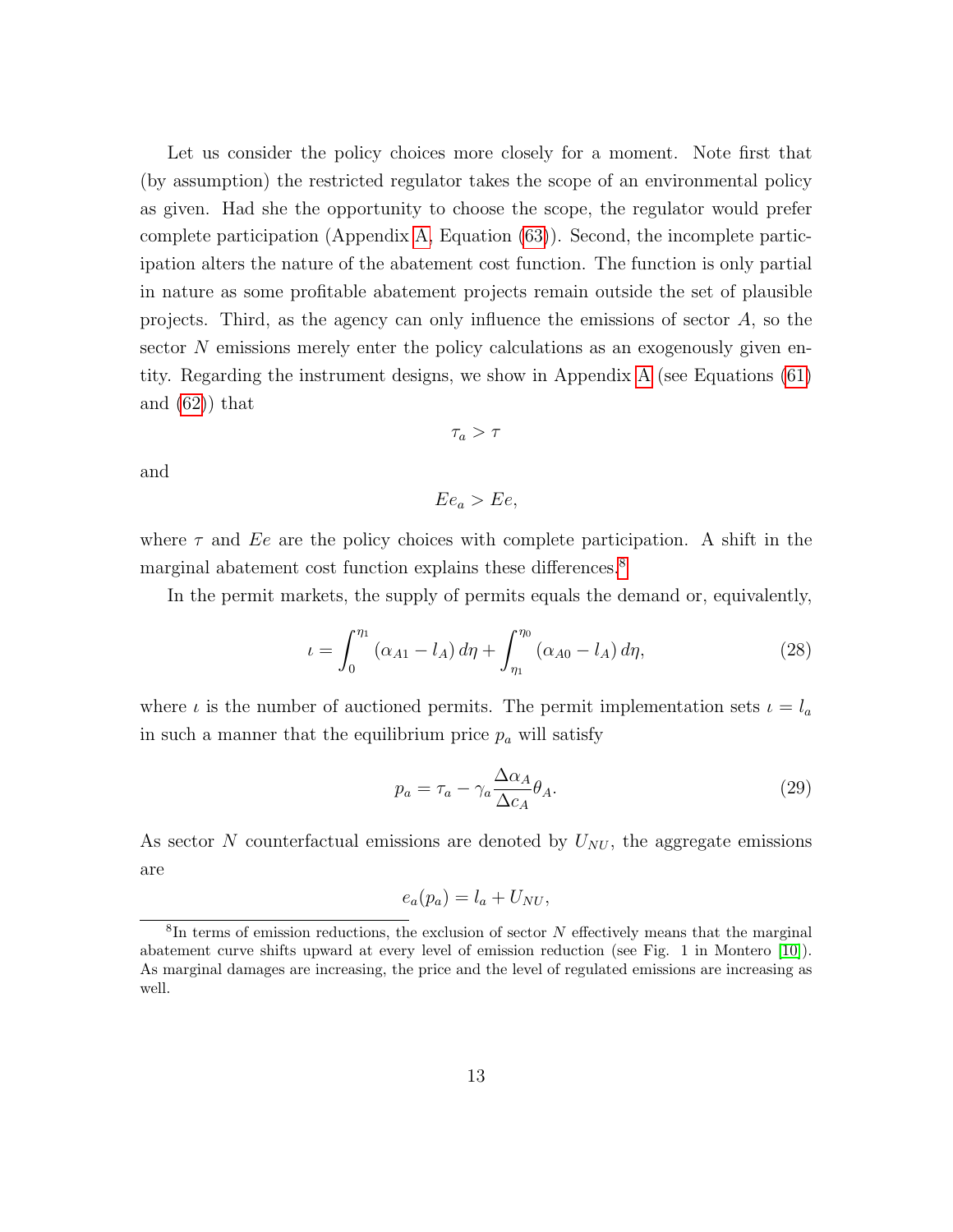Let us consider the policy choices more closely for a moment. Note first that (by assumption) the restricted regulator takes the scope of an environmental policy as given. Had she the opportunity to choose the scope, the regulator would prefer complete participation (Appendix A, Equation (63)). Second, the incomplete participation alters the nature of the abatement cost function. The function is only partial in nature as some profitable abatement projects remain outside the set of plausible projects. Third, as the agency can only influence the emissions of sector $A$, so the sector $N$ emissions merely enter the policy calculations as an exogenously given entity. Regarding the instrument designs, we show in Appendix A (see Equations (61) and (62)) that

$$\tau_a > \tau$$

and

$$Ee_a > Ee,$$

where $\tau$ and $Ee$ are the policy choices with complete participation. A shift in the marginal abatement cost function explains these differences.[8]

In the permit markets, the supply of permits equals the demand or, equivalently,

$$\iota = \int_0^{\eta_1} (\alpha_{A1} - l_A)\, d\eta + \int_{\eta_1}^{\eta_0} (\alpha_{A0} - l_A)\, d\eta, \tag{28}$$

where $\iota$ is the number of auctioned permits. The permit implementation sets $\iota = l_a$ in such a manner that the equilibrium price $p_a$ will satisfy

$$p_a = \tau_a - \gamma_a \frac{\Delta \alpha_A}{\Delta c_A} \theta_A. \tag{29}$$

As sector $N$ counterfactual emissions are denoted by $U_{NU}$, the aggregate emissions are

$$e_a(p_a) = l_a + U_{NU},$$

[8] In terms of emission reductions, the exclusion of sector $N$ effectively means that the marginal abatement curve shifts upward at every level of emission reduction (see Fig. 1 in Montero [10]). As marginal damages are increasing, the price and the level of regulated emissions are increasing as well.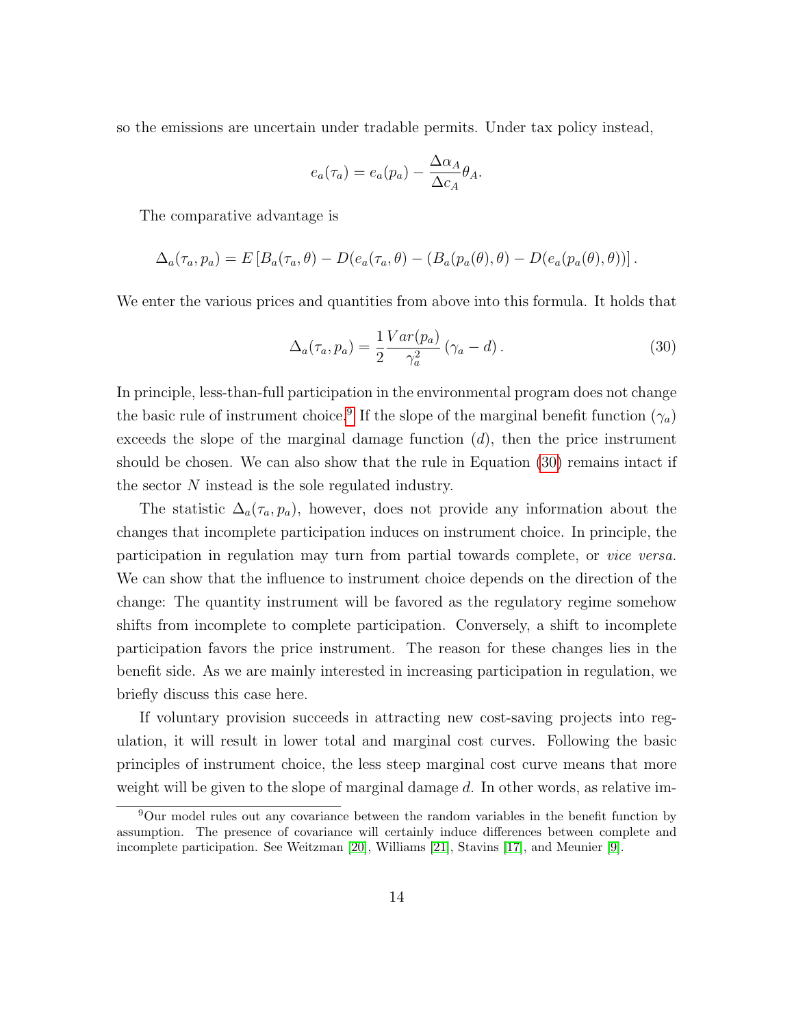so the emissions are uncertain under tradable permits. Under tax policy instead,

$$e_a(\tau_a) = e_a(p_a) - \frac{\Delta\alpha_A}{\Delta c_A}\theta_A.$$

The comparative advantage is

$$\Delta_a(\tau_a, p_a) = E\left[B_a(\tau_a, \theta) - D(e_a(\tau_a, \theta) - (B_a(p_a(\theta), \theta) - D(e_a(p_a(\theta), \theta))\right].$$

We enter the various prices and quantities from above into this formula. It holds that

$$\Delta_a(\tau_a, p_a) = \frac{1}{2}\frac{Var(p_a)}{\gamma_a^2}\left(\gamma_a - d\right). \tag{30}$$

In principle, less-than-full participation in the environmental program does not change the basic rule of instrument choice.[9] If the slope of the marginal benefit function ($\gamma_a$) exceeds the slope of the marginal damage function ($d$), then the price instrument should be chosen. We can also show that the rule in Equation (30) remains intact if the sector $N$ instead is the sole regulated industry.

The statistic $\Delta_a(\tau_a, p_a)$, however, does not provide any information about the changes that incomplete participation induces on instrument choice. In principle, the participation in regulation may turn from partial towards complete, or *vice versa.* We can show that the influence to instrument choice depends on the direction of the change: The quantity instrument will be favored as the regulatory regime somehow shifts from incomplete to complete participation. Conversely, a shift to incomplete participation favors the price instrument. The reason for these changes lies in the benefit side. As we are mainly interested in increasing participation in regulation, we briefly discuss this case here.

If voluntary provision succeeds in attracting new cost-saving projects into regulation, it will result in lower total and marginal cost curves. Following the basic principles of instrument choice, the less steep marginal cost curve means that more weight will be given to the slope of marginal damage $d$. In other words, as relative im-

[9] Our model rules out any covariance between the random variables in the benefit function by assumption. The presence of covariance will certainly induce differences between complete and incomplete participation. See Weitzman [20], Williams [21], Stavins [17], and Meunier [9].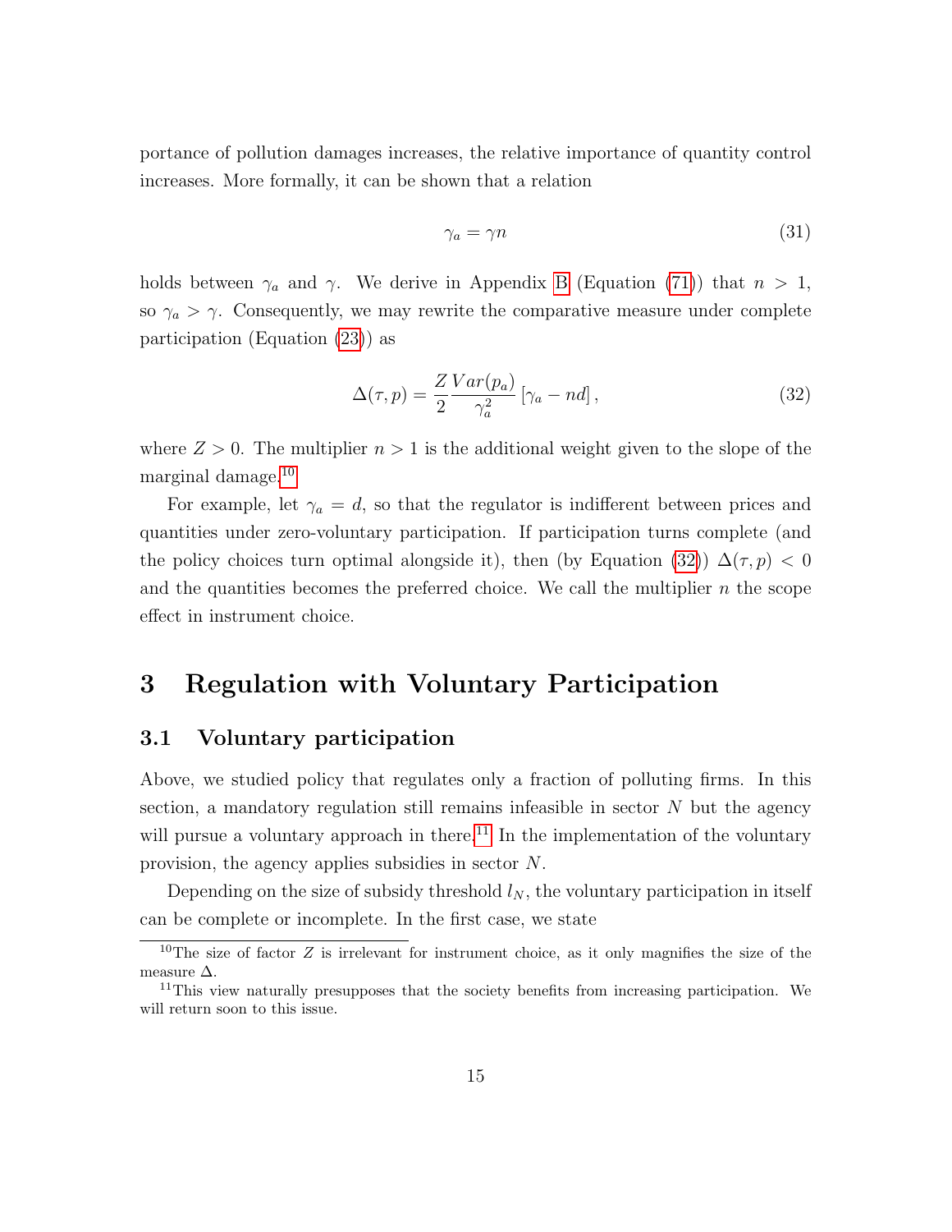portance of pollution damages increases, the relative importance of quantity control increases. More formally, it can be shown that a relation

$$\gamma_a = \gamma n \tag{31}$$

holds between $\gamma_a$ and $\gamma$. We derive in Appendix B (Equation (71)) that $n > 1$, so $\gamma_a > \gamma$. Consequently, we may rewrite the comparative measure under complete participation (Equation (23)) as

$$\Delta(\tau, p) = \frac{Z}{2} \frac{Var(p_a)}{\gamma_a^2} \left[ \gamma_a - nd \right], \tag{32}$$

where $Z > 0$. The multiplier $n > 1$ is the additional weight given to the slope of the marginal damage.[10]

For example, let $\gamma_a = d$, so that the regulator is indifferent between prices and quantities under zero-voluntary participation. If participation turns complete (and the policy choices turn optimal alongside it), then (by Equation (32)) $\Delta(\tau, p) < 0$ and the quantities becomes the preferred choice. We call the multiplier $n$ the scope effect in instrument choice.

# 3 Regulation with Voluntary Participation

## 3.1 Voluntary participation

Above, we studied policy that regulates only a fraction of polluting firms. In this section, a mandatory regulation still remains infeasible in sector $N$ but the agency will pursue a voluntary approach in there.[11] In the implementation of the voluntary provision, the agency applies subsidies in sector $N$.

Depending on the size of subsidy threshold $l_N$, the voluntary participation in itself can be complete or incomplete. In the first case, we state

[10] The size of factor $Z$ is irrelevant for instrument choice, as it only magnifies the size of the measure $\Delta$.

[11] This view naturally presupposes that the society benefits from increasing participation. We will return soon to this issue.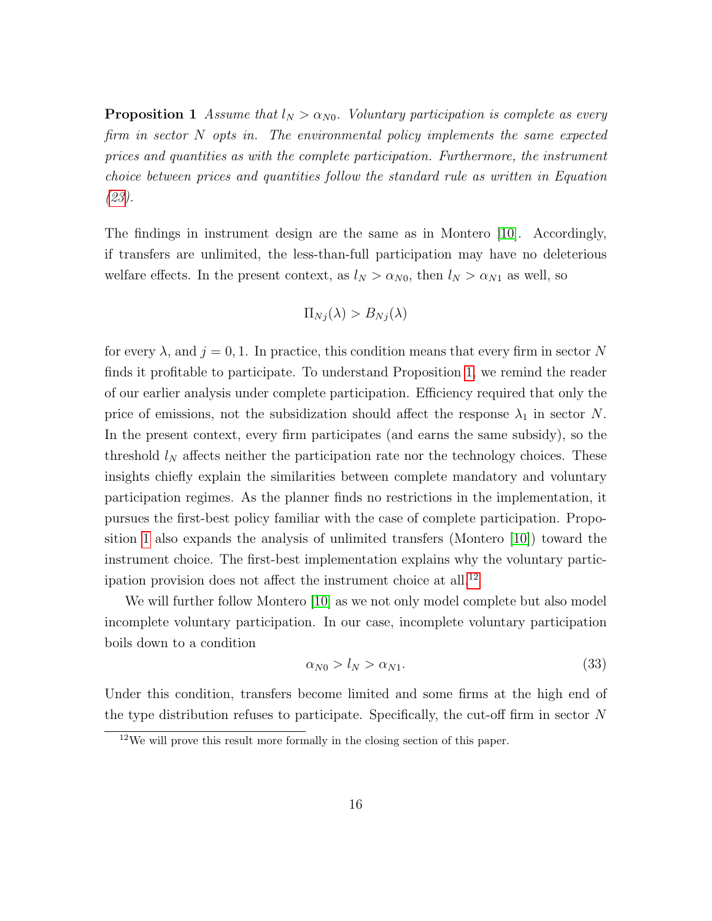**Proposition 1** *Assume that $l_N > \alpha_{N0}$. Voluntary participation is complete as every firm in sector $N$ opts in. The environmental policy implements the same expected prices and quantities as with the complete participation. Furthermore, the instrument choice between prices and quantities follow the standard rule as written in Equation (23).*

The findings in instrument design are the same as in Montero [10]. Accordingly, if transfers are unlimited, the less-than-full participation may have no deleterious welfare effects. In the present context, as $l_N > \alpha_{N0}$, then $l_N > \alpha_{N1}$ as well, so

$$\Pi_{Nj}(\lambda) > B_{Nj}(\lambda)$$

for every $\lambda$, and $j = 0, 1$. In practice, this condition means that every firm in sector $N$ finds it profitable to participate. To understand Proposition 1, we remind the reader of our earlier analysis under complete participation. Efficiency required that only the price of emissions, not the subsidization should affect the response $\lambda_1$ in sector $N$. In the present context, every firm participates (and earns the same subsidy), so the threshold $l_N$ affects neither the participation rate nor the technology choices. These insights chiefly explain the similarities between complete mandatory and voluntary participation regimes. As the planner finds no restrictions in the implementation, it pursues the first-best policy familiar with the case of complete participation. Proposition 1 also expands the analysis of unlimited transfers (Montero [10]) toward the instrument choice. The first-best implementation explains why the voluntary participation provision does not affect the instrument choice at all.[12]

We will further follow Montero [10] as we not only model complete but also model incomplete voluntary participation. In our case, incomplete voluntary participation boils down to a condition

$$\alpha_{N0} > l_N > \alpha_{N1}. \tag{33}$$

Under this condition, transfers become limited and some firms at the high end of the type distribution refuses to participate. Specifically, the cut-off firm in sector $N$

[12] We will prove this result more formally in the closing section of this paper.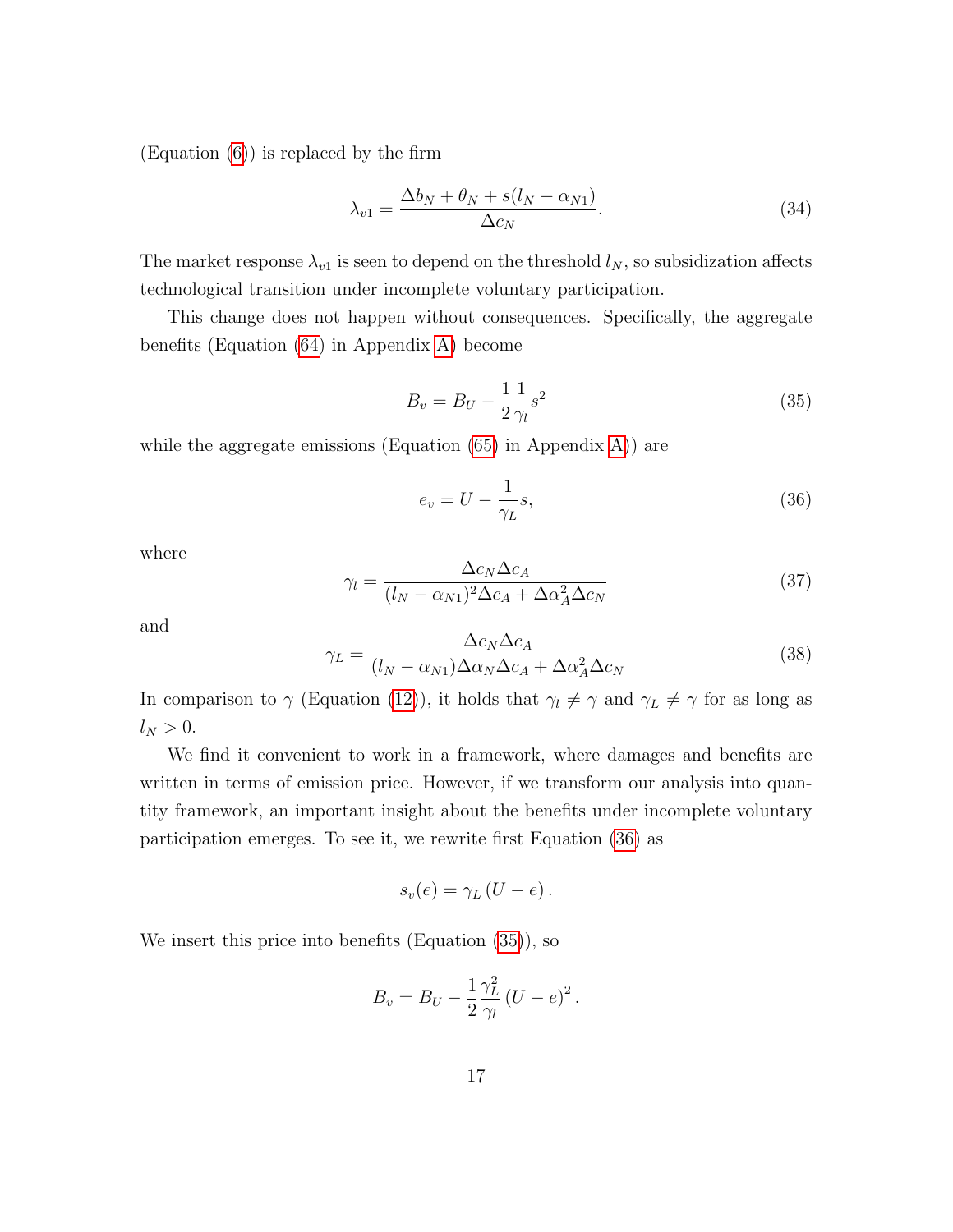(Equation (6)) is replaced by the firm

$$\lambda_{v1} = \frac{\Delta b_N + \theta_N + s(l_N - \alpha_{N1})}{\Delta c_N}. \tag{34}$$

The market response $\lambda_{v1}$ is seen to depend on the threshold $l_N$, so subsidization affects technological transition under incomplete voluntary participation.

This change does not happen without consequences. Specifically, the aggregate benefits (Equation (64) in Appendix A) become

$$B_v = B_U - \frac{1}{2}\frac{1}{\gamma_l}s^2 \tag{35}$$

while the aggregate emissions (Equation (65) in Appendix A)) are

$$e_v = U - \frac{1}{\gamma_L}s, \tag{36}$$

where

$$\gamma_l = \frac{\Delta c_N \Delta c_A}{(l_N - \alpha_{N1})^2 \Delta c_A + \Delta\alpha_A^2 \Delta c_N} \tag{37}$$

and

$$\gamma_L = \frac{\Delta c_N \Delta c_A}{(l_N - \alpha_{N1})\Delta\alpha_N \Delta c_A + \Delta\alpha_A^2 \Delta c_N} \tag{38}$$

In comparison to $\gamma$ (Equation (12)), it holds that $\gamma_l \neq \gamma$ and $\gamma_L \neq \gamma$ for as long as $l_N > 0$.

We find it convenient to work in a framework, where damages and benefits are written in terms of emission price. However, if we transform our analysis into quantity framework, an important insight about the benefits under incomplete voluntary participation emerges. To see it, we rewrite first Equation (36) as

$$s_v(e) = \gamma_L (U - e).$$

We insert this price into benefits (Equation (35)), so

$$B_v = B_U - \frac{1}{2}\frac{\gamma_L^2}{\gamma_l}(U - e)^2.$$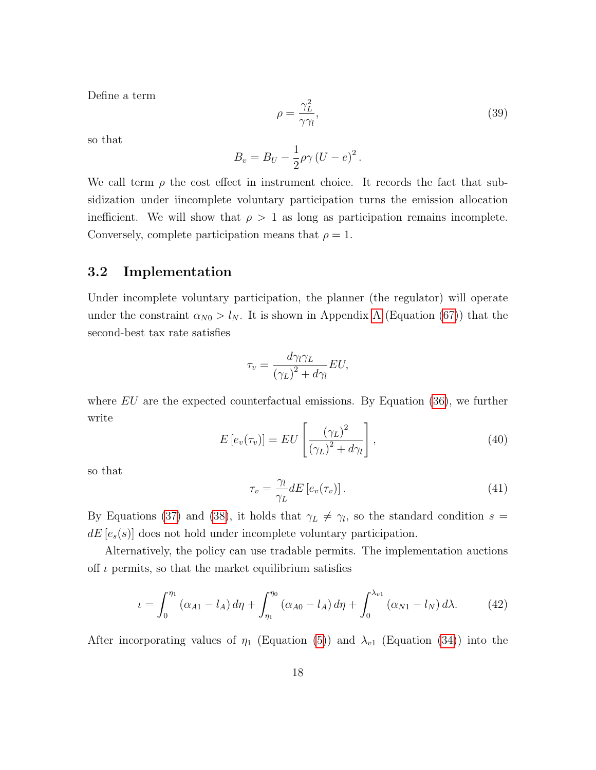Define a term

$$\rho = \frac{\gamma_L^2}{\gamma \gamma_l}, \tag{39}$$

so that

$$B_v = B_U - \frac{1}{2} \rho \gamma \left(U - e\right)^2.$$

We call term $\rho$ the cost effect in instrument choice. It records the fact that subsidization under iincomplete voluntary participation turns the emission allocation inefficient. We will show that $\rho > 1$ as long as participation remains incomplete. Conversely, complete participation means that $\rho = 1$.

## 3.2 Implementation

Under incomplete voluntary participation, the planner (the regulator) will operate under the constraint $\alpha_{N0} > l_N$. It is shown in Appendix A (Equation (67)) that the second-best tax rate satisfies

$$\tau_v = \frac{d\gamma_l \gamma_L}{\left(\gamma_L\right)^2 + d\gamma_l} EU,$$

where $EU$ are the expected counterfactual emissions. By Equation (36), we further write

$$E\left[e_v(\tau_v)\right] = EU \left[\frac{\left(\gamma_L\right)^2}{\left(\gamma_L\right)^2 + d\gamma_l}\right], \tag{40}$$

so that

$$\tau_v = \frac{\gamma_l}{\gamma_L} dE\left[e_v(\tau_v)\right]. \tag{41}$$

By Equations (37) and (38), it holds that $\gamma_L \neq \gamma_l$, so the standard condition $s = dE\left[e_s(s)\right]$ does not hold under incomplete voluntary participation.

Alternatively, the policy can use tradable permits. The implementation auctions off $\iota$ permits, so that the market equilibrium satisfies

$$\iota = \int_0^{\eta_1} \left(\alpha_{A1} - l_A\right) d\eta + \int_{\eta_1}^{\eta_0} \left(\alpha_{A0} - l_A\right) d\eta + \int_0^{\lambda_{v1}} \left(\alpha_{N1} - l_N\right) d\lambda. \tag{42}$$

After incorporating values of $\eta_1$ (Equation (5)) and $\lambda_{v1}$ (Equation (34)) into the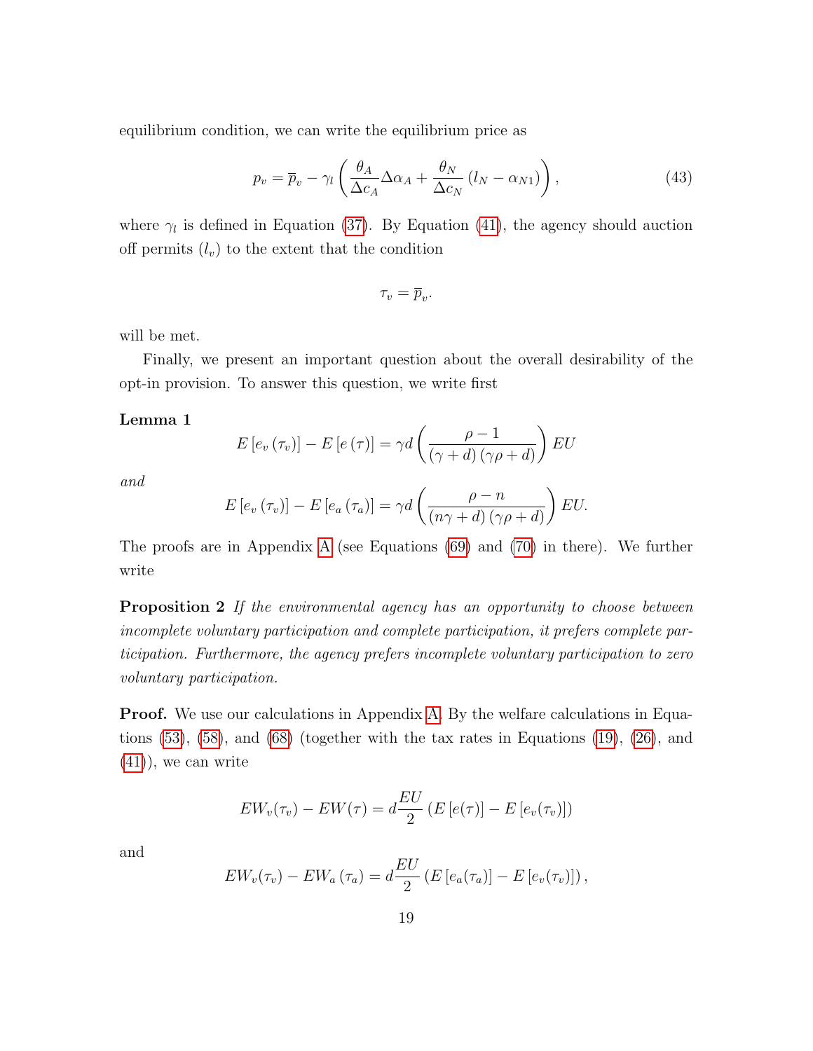equilibrium condition, we can write the equilibrium price as

$$p_v = \overline{p}_v - \gamma_l \left( \frac{\theta_A}{\Delta c_A} \Delta \alpha_A + \frac{\theta_N}{\Delta c_N} \left( l_N - \alpha_{N1} \right) \right), \tag{43}$$

where $\gamma_l$ is defined in Equation (37). By Equation (41), the agency should auction off permits ($l_v$) to the extent that the condition

$$\tau_v = \overline{p}_v.$$

will be met.

Finally, we present an important question about the overall desirability of the opt-in provision. To answer this question, we write first

**Lemma 1**

$$E\left[e_v\left(\tau_v\right)\right] - E\left[e\left(\tau\right)\right] = \gamma d \left( \frac{\rho - 1}{\left(\gamma + d\right)\left(\gamma \rho + d\right)} \right) EU$$

*and*

$$E\left[e_v\left(\tau_v\right)\right] - E\left[e_a\left(\tau_a\right)\right] = \gamma d \left( \frac{\rho - n}{\left(n\gamma + d\right)\left(\gamma \rho + d\right)} \right) EU.$$

The proofs are in Appendix A (see Equations (69) and (70) in there). We further write

**Proposition 2** *If the environmental agency has an opportunity to choose between incomplete voluntary participation and complete participation, it prefers complete participation. Furthermore, the agency prefers incomplete voluntary participation to zero voluntary participation.*

**Proof.** We use our calculations in Appendix A. By the welfare calculations in Equations (53), (58), and (68) (together with the tax rates in Equations (19), (26), and (41)), we can write

$$EW_v(\tau_v) - EW(\tau) = d\frac{EU}{2} \left( E\left[e(\tau)\right] - E\left[e_v(\tau_v)\right] \right)$$

and

$$EW_v(\tau_v) - EW_a\left(\tau_a\right) = d\frac{EU}{2} \left( E\left[e_a(\tau_a)\right] - E\left[e_v(\tau_v)\right] \right),$$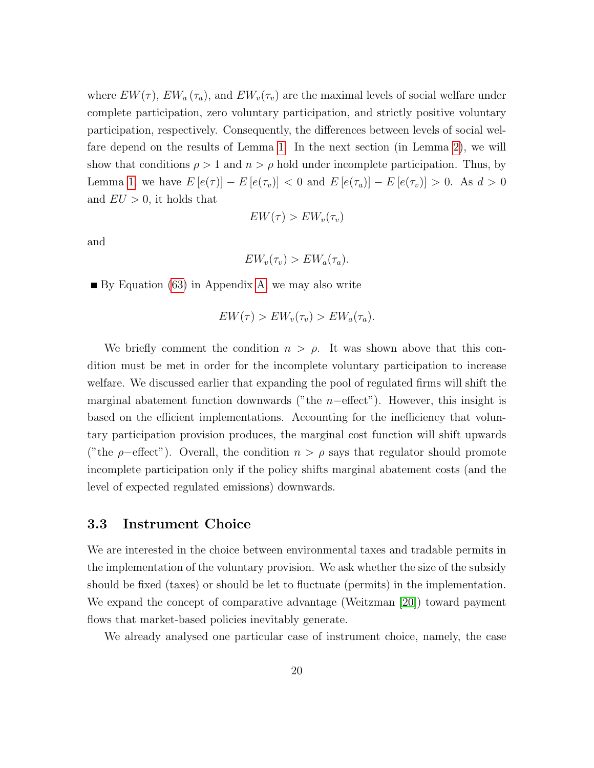where $EW(\tau)$, $EW_a(\tau_a)$, and $EW_v(\tau_v)$ are the maximal levels of social welfare under complete participation, zero voluntary participation, and strictly positive voluntary participation, respectively. Consequently, the differences between levels of social welfare depend on the results of Lemma 1. In the next section (in Lemma 2), we will show that conditions $\rho > 1$ and $n > \rho$ hold under incomplete participation. Thus, by Lemma 1, we have $E[e(\tau)] - E[e(\tau_v)] < 0$ and $E[e(\tau_a)] - E[e(\tau_v)] > 0$. As $d > 0$ and $EU > 0$, it holds that

$$EW(\tau) > EW_v(\tau_v)$$

and

$$EW_v(\tau_v) > EW_a(\tau_a).$$

■ By Equation (63) in Appendix A, we may also write

$$EW(\tau) > EW_v(\tau_v) > EW_a(\tau_a).$$

We briefly comment the condition $n > \rho$. It was shown above that this condition must be met in order for the incomplete voluntary participation to increase welfare. We discussed earlier that expanding the pool of regulated firms will shift the marginal abatement function downwards ("the $n-$effect"). However, this insight is based on the efficient implementations. Accounting for the inefficiency that voluntary participation provision produces, the marginal cost function will shift upwards ("the $\rho-$effect"). Overall, the condition $n > \rho$ says that regulator should promote incomplete participation only if the policy shifts marginal abatement costs (and the level of expected regulated emissions) downwards.

### 3.3 Instrument Choice

We are interested in the choice between environmental taxes and tradable permits in the implementation of the voluntary provision. We ask whether the size of the subsidy should be fixed (taxes) or should be let to fluctuate (permits) in the implementation. We expand the concept of comparative advantage (Weitzman [20]) toward payment flows that market-based policies inevitably generate.

We already analysed one particular case of instrument choice, namely, the case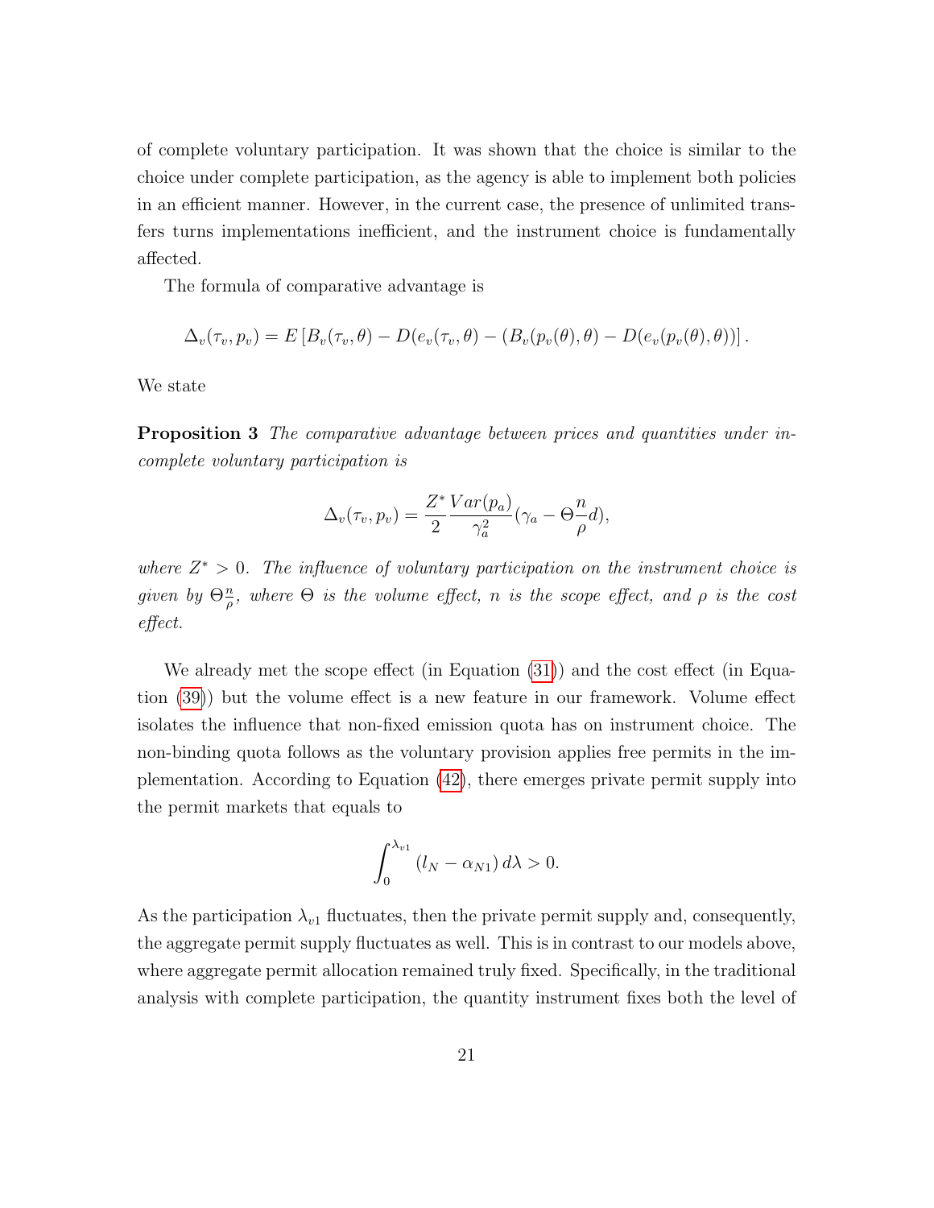of complete voluntary participation. It was shown that the choice is similar to the choice under complete participation, as the agency is able to implement both policies in an efficient manner. However, in the current case, the presence of unlimited transfers turns implementations inefficient, and the instrument choice is fundamentally affected.

The formula of comparative advantage is

$$\Delta_v(\tau_v, p_v) = E\left[B_v(\tau_v, \theta) - D(e_v(\tau_v, \theta) - (B_v(p_v(\theta), \theta) - D(e_v(p_v(\theta), \theta))\right].$$

We state

**Proposition 3** *The comparative advantage between prices and quantities under incomplete voluntary participation is*

$$\Delta_v(\tau_v, p_v) = \frac{Z^*}{2}\frac{Var(p_a)}{\gamma_a^2}(\gamma_a - \Theta\frac{n}{\rho}d),$$

*where $Z^* > 0$. The influence of voluntary participation on the instrument choice is given by $\Theta\frac{n}{\rho}$, where $\Theta$ is the volume effect, $n$ is the scope effect, and $\rho$ is the cost effect.*

We already met the scope effect (in Equation (31)) and the cost effect (in Equation (39)) but the volume effect is a new feature in our framework. Volume effect isolates the influence that non-fixed emission quota has on instrument choice. The non-binding quota follows as the voluntary provision applies free permits in the implementation. According to Equation (42), there emerges private permit supply into the permit markets that equals to

$$\int_0^{\lambda_{v1}} (l_N - \alpha_{N1})\, d\lambda > 0.$$

As the participation $\lambda_{v1}$ fluctuates, then the private permit supply and, consequently, the aggregate permit supply fluctuates as well. This is in contrast to our models above, where aggregate permit allocation remained truly fixed. Specifically, in the traditional analysis with complete participation, the quantity instrument fixes both the level of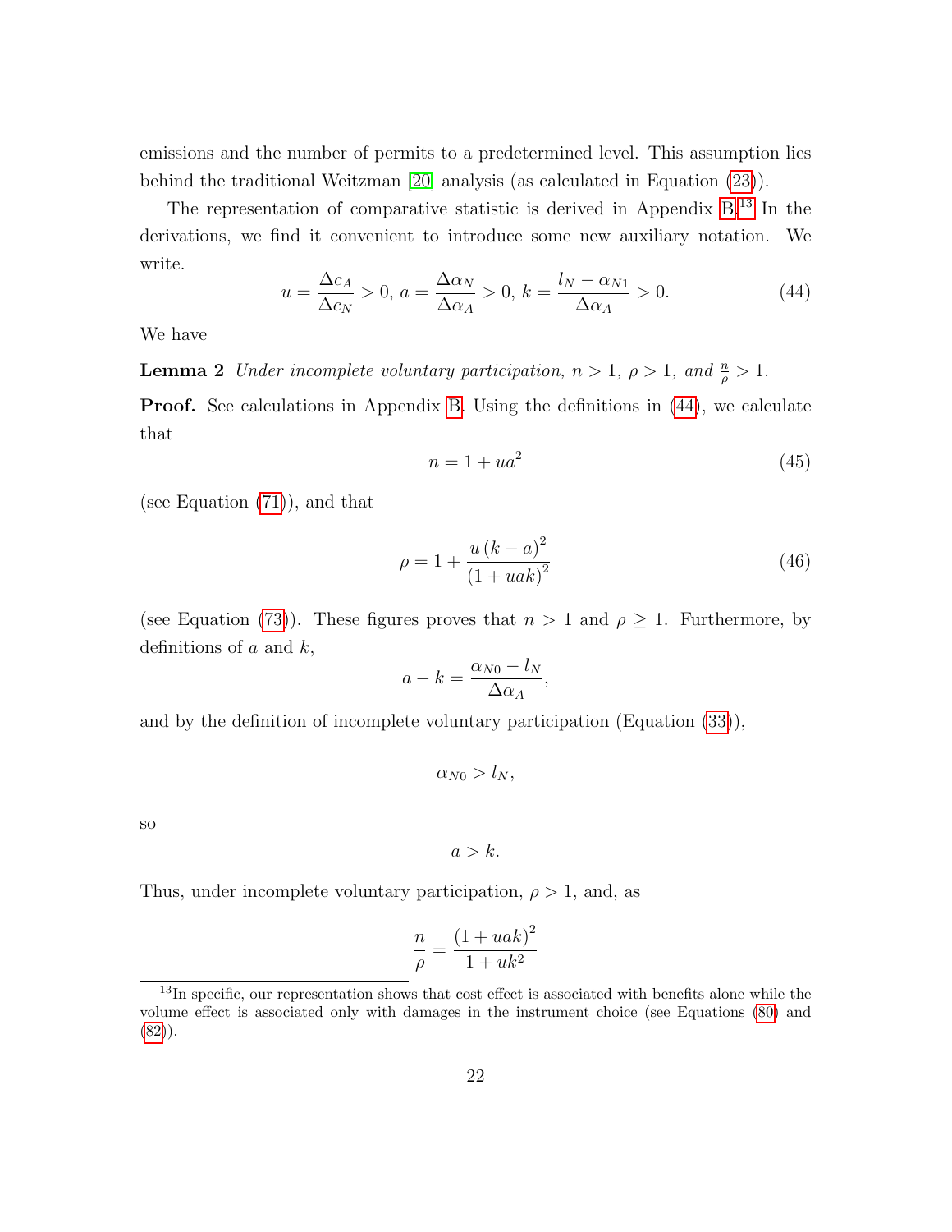emissions and the number of permits to a predetermined level. This assumption lies behind the traditional Weitzman [20] analysis (as calculated in Equation (23)).

The representation of comparative statistic is derived in Appendix B.[13] In the derivations, we find it convenient to introduce some new auxiliary notation. We write.

$$u = \frac{\Delta c_A}{\Delta c_N} > 0,\ a = \frac{\Delta \alpha_N}{\Delta \alpha_A} > 0,\ k = \frac{l_N - \alpha_{N1}}{\Delta \alpha_A} > 0. \tag{44}$$

We have

**Lemma 2** *Under incomplete voluntary participation, $n > 1$, $\rho > 1$, and $\frac{n}{\rho} > 1$.*

**Proof.** See calculations in Appendix B. Using the definitions in (44), we calculate that

$$n = 1 + ua^2 \tag{45}$$

(see Equation (71)), and that

$$\rho = 1 + \frac{u\,(k-a)^2}{(1+uak)^2} \tag{46}$$

(see Equation (73)). These figures proves that $n > 1$ and $\rho \geq 1$. Furthermore, by definitions of $a$ and $k$,

$$a - k = \frac{\alpha_{N0} - l_N}{\Delta \alpha_A},$$

and by the definition of incomplete voluntary participation (Equation (33)),

$$\alpha_{N0} > l_N,$$

so

$$a > k.$$

Thus, under incomplete voluntary participation, $\rho > 1$, and, as

$$\frac{n}{\rho} = \frac{(1+uak)^2}{1+uk^2}$$

[13] In specific, our representation shows that cost effect is associated with benefits alone while the volume effect is associated only with damages in the instrument choice (see Equations (80) and (82)).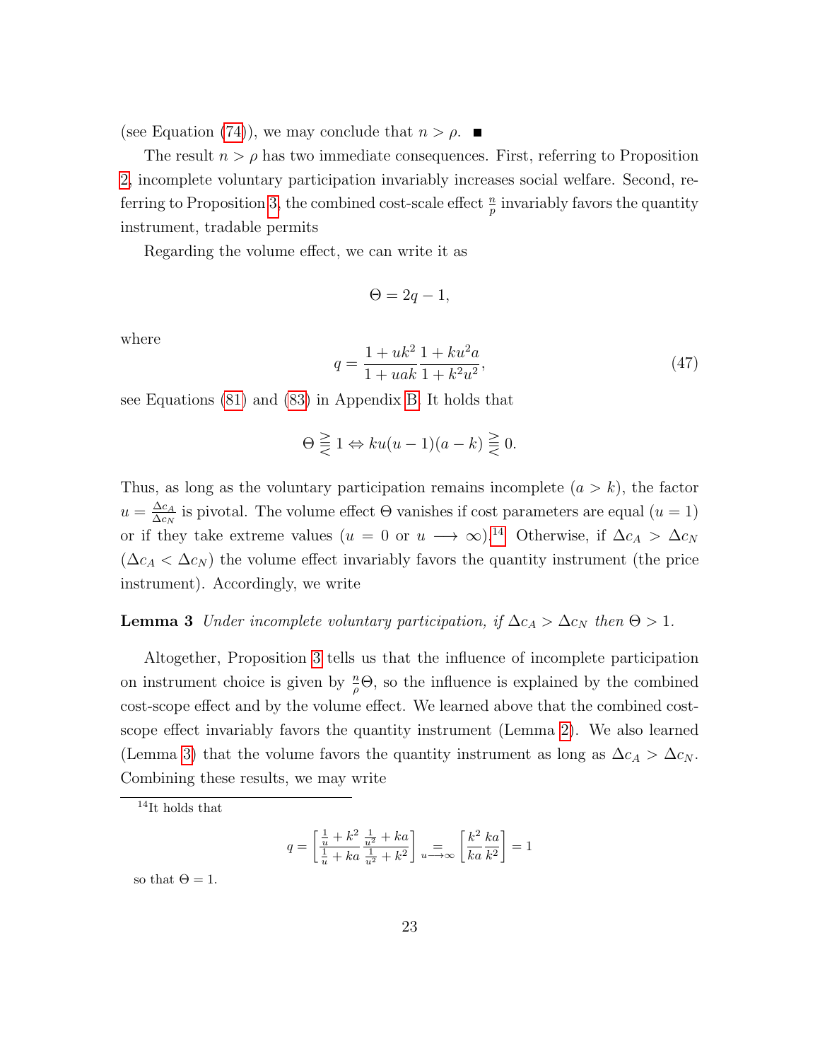(see Equation (74)), we may conclude that $n > \rho$. ■

The result $n > \rho$ has two immediate consequences. First, referring to Proposition 2, incomplete voluntary participation invariably increases social welfare. Second, referring to Proposition 3, the combined cost-scale effect $\frac{n}{p}$ invariably favors the quantity instrument, tradable permits

Regarding the volume effect, we can write it as

$$\Theta = 2q - 1,$$

where

$$q = \frac{1 + uk^2}{1 + uak} \frac{1 + ku^2 a}{1 + k^2 u^2}, \tag{47}$$

see Equations (81) and (83) in Appendix B. It holds that

$$\Theta \gtreqless 1 \Leftrightarrow ku(u-1)(a-k) \gtreqless 0.$$

Thus, as long as the voluntary participation remains incomplete ($a > k$), the factor $u = \frac{\Delta c_A}{\Delta c_N}$ is pivotal. The volume effect $\Theta$ vanishes if cost parameters are equal ($u = 1$) or if they take extreme values ($u = 0$ or $u \longrightarrow \infty$).[14] Otherwise, if $\Delta c_A > \Delta c_N$ ($\Delta c_A < \Delta c_N$) the volume effect invariably favors the quantity instrument (the price instrument). Accordingly, we write

**Lemma 3** *Under incomplete voluntary participation, if $\Delta c_A > \Delta c_N$ then $\Theta > 1$.*

Altogether, Proposition 3 tells us that the influence of incomplete participation on instrument choice is given by $\frac{n}{\rho}\Theta$, so the influence is explained by the combined cost-scope effect and by the volume effect. We learned above that the combined cost-scope effect invariably favors the quantity instrument (Lemma 2). We also learned (Lemma 3) that the volume favors the quantity instrument as long as $\Delta c_A > \Delta c_N$. Combining these results, we may write

---

[14] It holds that

$$q = \left[ \frac{\frac{1}{u} + k^2}{\frac{1}{u} + ka} \frac{\frac{1}{u^2} + ka}{\frac{1}{u^2} + k^2} \right] \underset{u \longrightarrow \infty}{=} \left[ \frac{k^2}{ka} \frac{ka}{k^2} \right] = 1$$

so that $\Theta = 1$.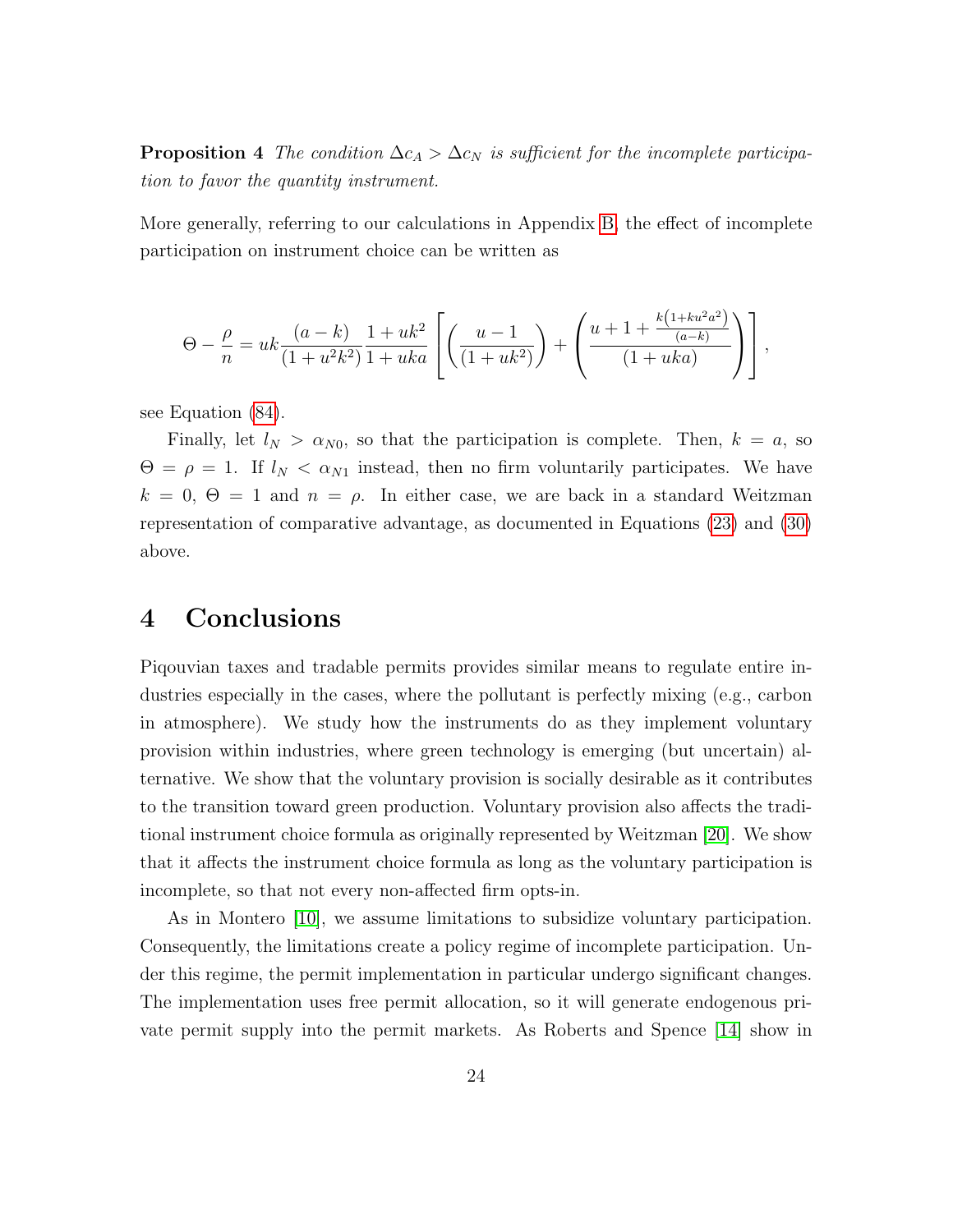**Proposition 4** *The condition $\Delta c_A > \Delta c_N$ is sufficient for the incomplete participation to favor the quantity instrument.*

More generally, referring to our calculations in Appendix B, the effect of incomplete participation on instrument choice can be written as

$$\Theta - \frac{\rho}{n} = uk\frac{(a-k)}{(1+u^2k^2)}\frac{1+uk^2}{1+uka}\left[\left(\frac{u-1}{(1+uk^2)}\right)+\left(\frac{u+1+\frac{k\left(1+ku^2a^2\right)}{(a-k)}}{(1+uka)}\right)\right],$$

see Equation (84).

Finally, let $l_N > \alpha_{N0}$, so that the participation is complete. Then, $k = a$, so $\Theta = \rho = 1$. If $l_N < \alpha_{N1}$ instead, then no firm voluntarily participates. We have $k = 0$, $\Theta = 1$ and $n = \rho$. In either case, we are back in a standard Weitzman representation of comparative advantage, as documented in Equations (23) and (30) above.

# 4 Conclusions

Piqouvian taxes and tradable permits provides similar means to regulate entire industries especially in the cases, where the pollutant is perfectly mixing (e.g., carbon in atmosphere). We study how the instruments do as they implement voluntary provision within industries, where green technology is emerging (but uncertain) alternative. We show that the voluntary provision is socially desirable as it contributes to the transition toward green production. Voluntary provision also affects the traditional instrument choice formula as originally represented by Weitzman [20]. We show that it affects the instrument choice formula as long as the voluntary participation is incomplete, so that not every non-affected firm opts-in.

As in Montero [10], we assume limitations to subsidize voluntary participation. Consequently, the limitations create a policy regime of incomplete participation. Under this regime, the permit implementation in particular undergo significant changes. The implementation uses free permit allocation, so it will generate endogenous private permit supply into the permit markets. As Roberts and Spence [14] show in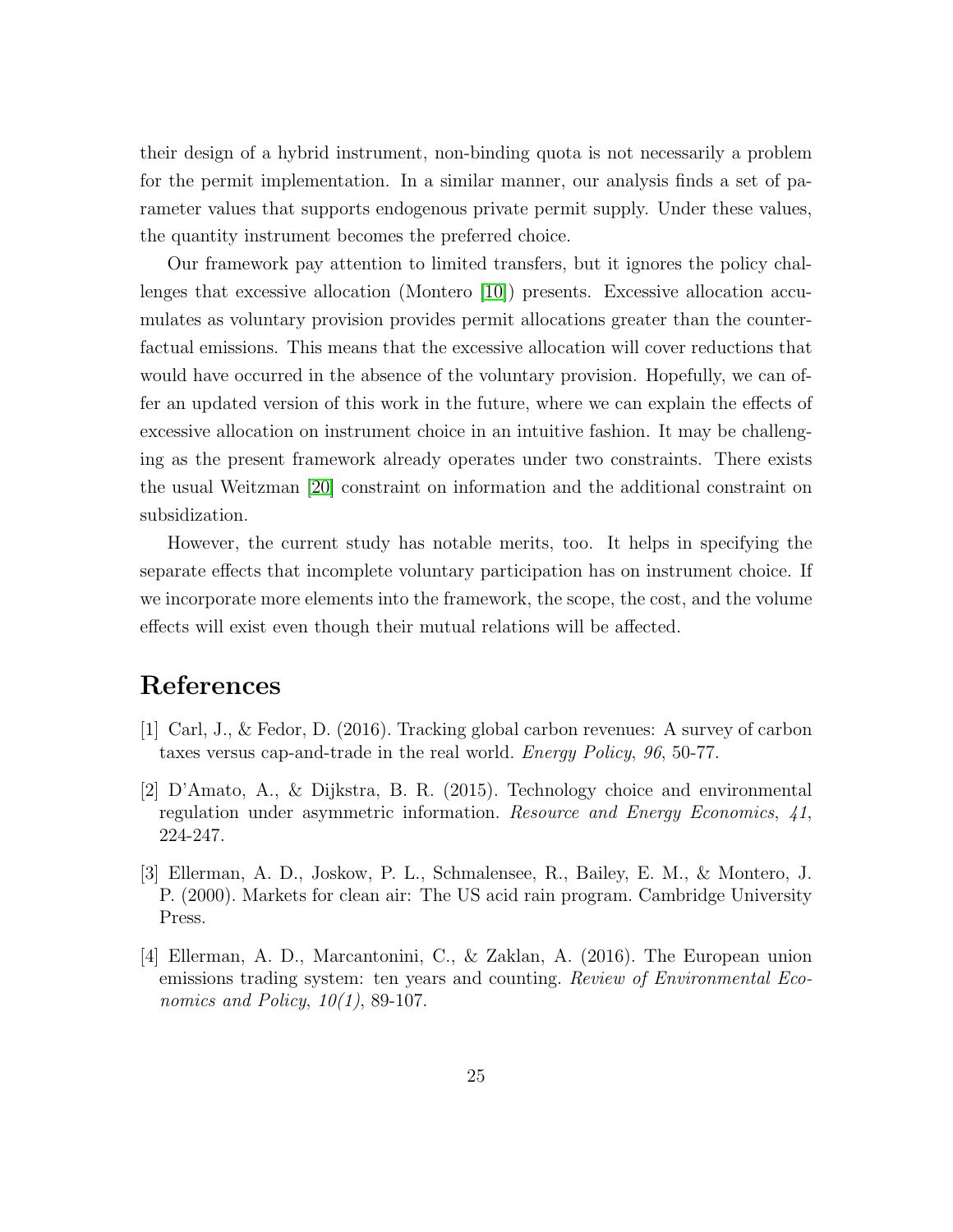their design of a hybrid instrument, non-binding quota is not necessarily a problem for the permit implementation. In a similar manner, our analysis finds a set of parameter values that supports endogenous private permit supply. Under these values, the quantity instrument becomes the preferred choice.

Our framework pay attention to limited transfers, but it ignores the policy challenges that excessive allocation (Montero [10]) presents. Excessive allocation accumulates as voluntary provision provides permit allocations greater than the counterfactual emissions. This means that the excessive allocation will cover reductions that would have occurred in the absence of the voluntary provision. Hopefully, we can offer an updated version of this work in the future, where we can explain the effects of excessive allocation on instrument choice in an intuitive fashion. It may be challenging as the present framework already operates under two constraints. There exists the usual Weitzman [20] constraint on information and the additional constraint on subsidization.

However, the current study has notable merits, too. It helps in specifying the separate effects that incomplete voluntary participation has on instrument choice. If we incorporate more elements into the framework, the scope, the cost, and the volume effects will exist even though their mutual relations will be affected.

# References

[1] Carl, J., & Fedor, D. (2016). Tracking global carbon revenues: A survey of carbon taxes versus cap-and-trade in the real world. *Energy Policy*, *96*, 50-77.

[2] D'Amato, A., & Dijkstra, B. R. (2015). Technology choice and environmental regulation under asymmetric information. *Resource and Energy Economics*, *41*, 224-247.

[3] Ellerman, A. D., Joskow, P. L., Schmalensee, R., Bailey, E. M., & Montero, J. P. (2000). Markets for clean air: The US acid rain program. Cambridge University Press.

[4] Ellerman, A. D., Marcantonini, C., & Zaklan, A. (2016). The European union emissions trading system: ten years and counting. *Review of Environmental Economics and Policy*, *10(1)*, 89-107.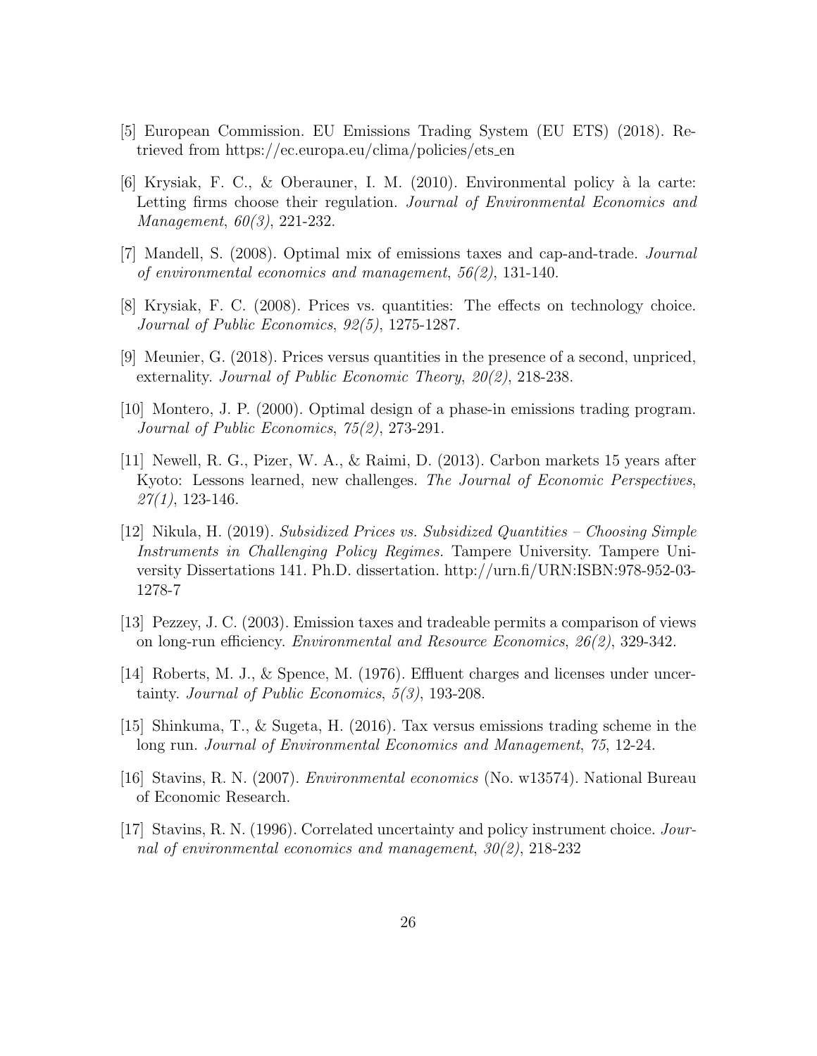[5] European Commission. EU Emissions Trading System (EU ETS) (2018). Retrieved from https://ec.europa.eu/clima/policies/ets_en

[6] Krysiak, F. C., & Oberauner, I. M. (2010). Environmental policy à la carte: Letting firms choose their regulation. *Journal of Environmental Economics and Management*, *60(3)*, 221-232.

[7] Mandell, S. (2008). Optimal mix of emissions taxes and cap-and-trade. *Journal of environmental economics and management*, *56(2)*, 131-140.

[8] Krysiak, F. C. (2008). Prices vs. quantities: The effects on technology choice. *Journal of Public Economics*, *92(5)*, 1275-1287.

[9] Meunier, G. (2018). Prices versus quantities in the presence of a second, unpriced, externality. *Journal of Public Economic Theory*, *20(2)*, 218-238.

[10] Montero, J. P. (2000). Optimal design of a phase-in emissions trading program. *Journal of Public Economics*, *75(2)*, 273-291.

[11] Newell, R. G., Pizer, W. A., & Raimi, D. (2013). Carbon markets 15 years after Kyoto: Lessons learned, new challenges. *The Journal of Economic Perspectives*, *27(1)*, 123-146.

[12] Nikula, H. (2019). *Subsidized Prices vs. Subsidized Quantities – Choosing Simple Instruments in Challenging Policy Regimes.* Tampere University. Tampere University Dissertations 141. Ph.D. dissertation. http://urn.fi/URN:ISBN:978-952-03-1278-7

[13] Pezzey, J. C. (2003). Emission taxes and tradeable permits a comparison of views on long-run efficiency. *Environmental and Resource Economics*, *26(2)*, 329-342.

[14] Roberts, M. J., & Spence, M. (1976). Effluent charges and licenses under uncertainty. *Journal of Public Economics*, *5(3)*, 193-208.

[15] Shinkuma, T., & Sugeta, H. (2016). Tax versus emissions trading scheme in the long run. *Journal of Environmental Economics and Management*, *75*, 12-24.

[16] Stavins, R. N. (2007). *Environmental economics* (No. w13574). National Bureau of Economic Research.

[17] Stavins, R. N. (1996). Correlated uncertainty and policy instrument choice. *Journal of environmental economics and management*, *30(2)*, 218-232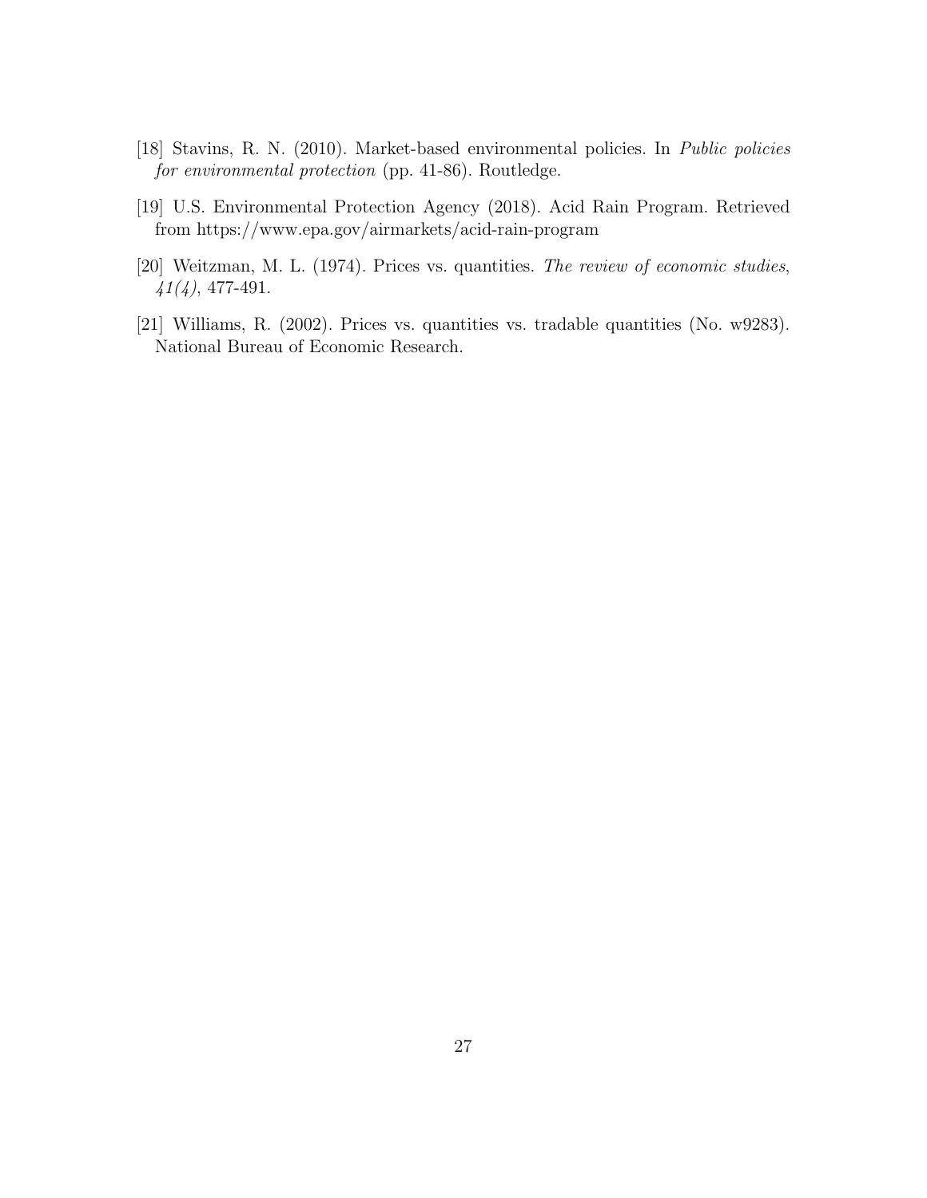[18] Stavins, R. N. (2010). Market-based environmental policies. In *Public policies for environmental protection* (pp. 41-86). Routledge.

[19] U.S. Environmental Protection Agency (2018). Acid Rain Program. Retrieved from https://www.epa.gov/airmarkets/acid-rain-program

[20] Weitzman, M. L. (1974). Prices vs. quantities. *The review of economic studies, 41(4)*, 477-491.

[21] Williams, R. (2002). Prices vs. quantities vs. tradable quantities (No. w9283). National Bureau of Economic Research.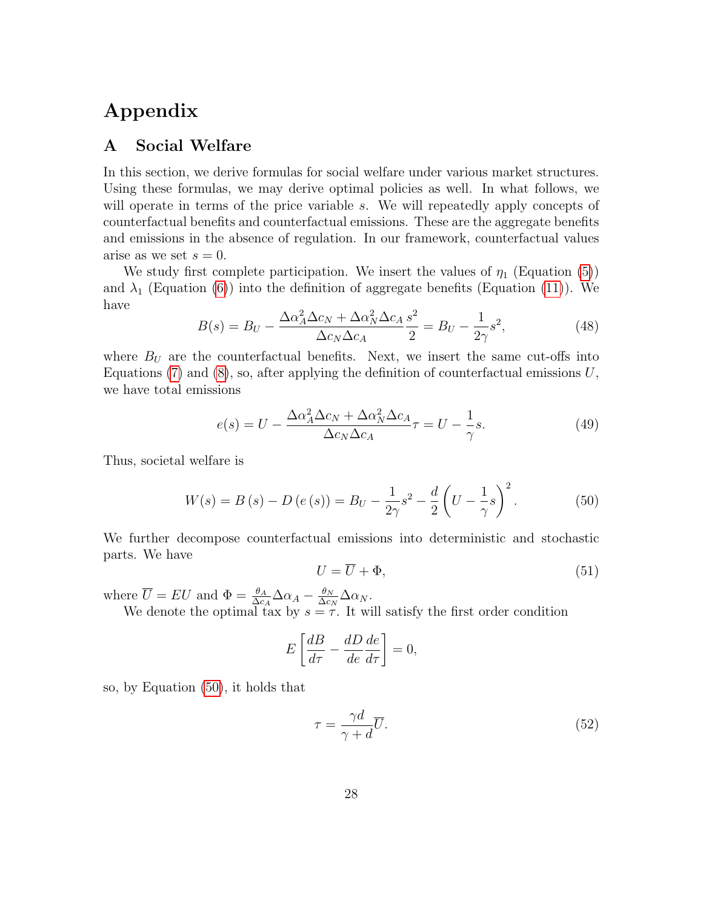# Appendix

## A Social Welfare

In this section, we derive formulas for social welfare under various market structures. Using these formulas, we may derive optimal policies as well. In what follows, we will operate in terms of the price variable $s$. We will repeatedly apply concepts of counterfactual benefits and counterfactual emissions. These are the aggregate benefits and emissions in the absence of regulation. In our framework, counterfactual values arise as we set $s = 0$.

We study first complete participation. We insert the values of $\eta_1$ (Equation (5)) and $\lambda_1$ (Equation (6)) into the definition of aggregate benefits (Equation (11)). We have

$$B(s) = B_U - \frac{\Delta\alpha_A^2 \Delta c_N + \Delta\alpha_N^2 \Delta c_A}{\Delta c_N \Delta c_A} \frac{s^2}{2} = B_U - \frac{1}{2\gamma} s^2, \tag{48}$$

where $B_U$ are the counterfactual benefits. Next, we insert the same cut-offs into Equations (7) and (8), so, after applying the definition of counterfactual emissions $U$, we have total emissions

$$e(s) = U - \frac{\Delta\alpha_A^2 \Delta c_N + \Delta\alpha_N^2 \Delta c_A}{\Delta c_N \Delta c_A} \tau = U - \frac{1}{\gamma} s. \tag{49}$$

Thus, societal welfare is

$$W(s) = B(s) - D(e(s)) = B_U - \frac{1}{2\gamma} s^2 - \frac{d}{2} \left( U - \frac{1}{\gamma} s \right)^2. \tag{50}$$

We further decompose counterfactual emissions into deterministic and stochastic parts. We have

$$U = \overline{U} + \Phi, \tag{51}$$

where $\overline{U} = EU$ and $\Phi = \frac{\theta_A}{\Delta c_A} \Delta\alpha_A - \frac{\theta_N}{\Delta c_N} \Delta\alpha_N$.

We denote the optimal tax by $s = \tau$. It will satisfy the first order condition

$$E \left[ \frac{dB}{d\tau} - \frac{dD}{de} \frac{de}{d\tau} \right] = 0,$$

so, by Equation (50), it holds that

$$\tau = \frac{\gamma d}{\gamma + d} \overline{U}. \tag{52}$$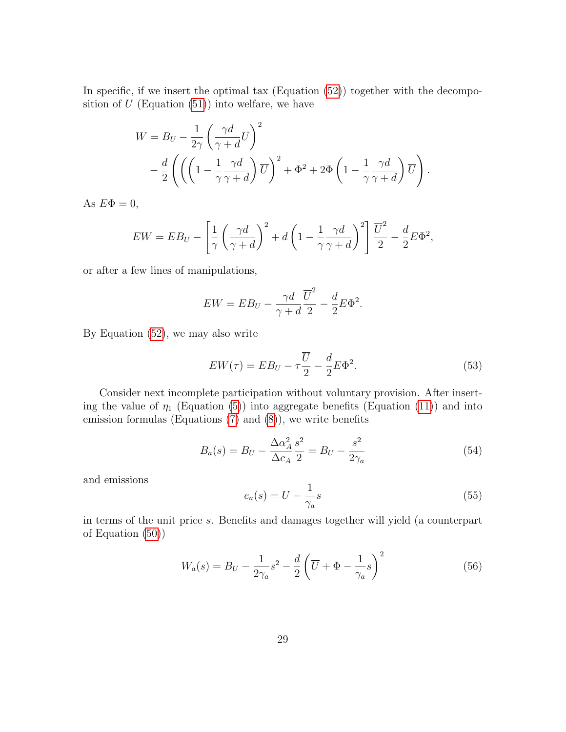In specific, if we insert the optimal tax (Equation (52)) together with the decomposition of $U$ (Equation (51)) into welfare, we have

$$
\begin{aligned}
W = B_U &- \frac{1}{2\gamma}\left(\frac{\gamma d}{\gamma + d}\overline{U}\right)^2 \\
&- \frac{d}{2}\left(\left(\left(1 - \frac{1}{\gamma}\frac{\gamma d}{\gamma + d}\right)\overline{U}\right)^2 + \Phi^2 + 2\Phi\left(1 - \frac{1}{\gamma}\frac{\gamma d}{\gamma + d}\right)\overline{U}\right).
\end{aligned}
$$

As $E\Phi = 0$,

$$
EW = EB_U - \left[\frac{1}{\gamma}\left(\frac{\gamma d}{\gamma + d}\right)^2 + d\left(1 - \frac{1}{\gamma}\frac{\gamma d}{\gamma + d}\right)^2\right]\frac{\overline{U}^2}{2} - \frac{d}{2}E\Phi^2,
$$

or after a few lines of manipulations,

$$
EW = EB_U - \frac{\gamma d}{\gamma + d}\frac{\overline{U}^2}{2} - \frac{d}{2}E\Phi^2.
$$

By Equation (52), we may also write

$$
EW(\tau) = EB_U - \tau\frac{\overline{U}}{2} - \frac{d}{2}E\Phi^2. \tag{53}
$$

Consider next incomplete participation without voluntary provision. After inserting the value of $\eta_1$ (Equation (5)) into aggregate benefits (Equation (11)) and into emission formulas (Equations (7) and (8)), we write benefits

$$
B_a(s) = B_U - \frac{\Delta\alpha_A^2}{\Delta c_A}\frac{s^2}{2} = B_U - \frac{s^2}{2\gamma_a} \tag{54}
$$

and emissions

$$
e_a(s) = U - \frac{1}{\gamma_a}s \tag{55}
$$

in terms of the unit price $s$. Benefits and damages together will yield (a counterpart of Equation (50))

$$
W_a(s) = B_U - \frac{1}{2\gamma_a}s^2 - \frac{d}{2}\left(\overline{U} + \Phi - \frac{1}{\gamma_a}s\right)^2 \tag{56}
$$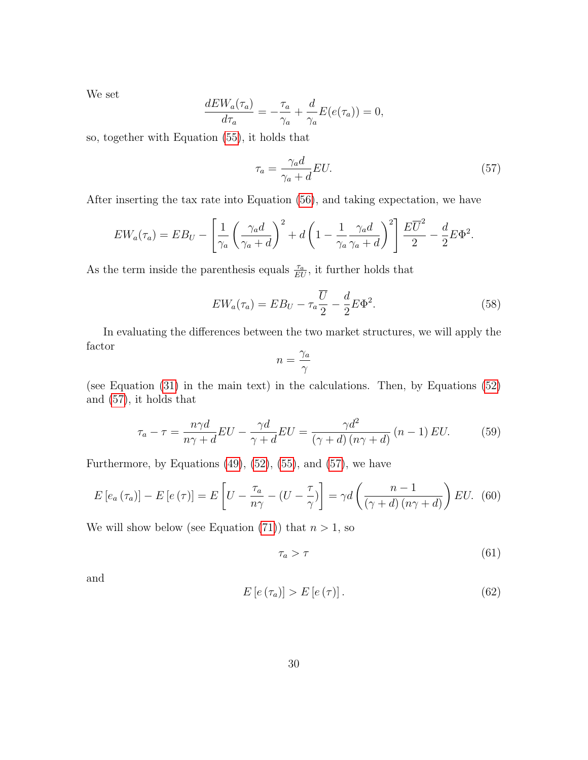We set

$$\frac{dEW_a(\tau_a)}{d\tau_a} = -\frac{\tau_a}{\gamma_a} + \frac{d}{\gamma_a}E(e(\tau_a)) = 0,$$

so, together with Equation (55), it holds that

$$\tau_a = \frac{\gamma_a d}{\gamma_a + d}EU. \tag{57}$$

After inserting the tax rate into Equation (56), and taking expectation, we have

$$EW_a(\tau_a) = EB_U - \left[\frac{1}{\gamma_a}\left(\frac{\gamma_a d}{\gamma_a + d}\right)^2 + d\left(1 - \frac{1}{\gamma_a}\frac{\gamma_a d}{\gamma_a + d}\right)^2\right]\frac{E\overline{U}^2}{2} - \frac{d}{2}E\Phi^2.$$

As the term inside the parenthesis equals $\frac{\tau_a}{EU}$, it further holds that

$$EW_a(\tau_a) = EB_U - \tau_a\frac{\overline{U}}{2} - \frac{d}{2}E\Phi^2. \tag{58}$$

In evaluating the differences between the two market structures, we will apply the factor

$$n = \frac{\gamma_a}{\gamma}$$

(see Equation (31) in the main text) in the calculations. Then, by Equations (52) and (57), it holds that

$$\tau_a - \tau = \frac{n\gamma d}{n\gamma + d}EU - \frac{\gamma d}{\gamma + d}EU = \frac{\gamma d^2}{(\gamma + d)(n\gamma + d)}(n-1)EU. \tag{59}$$

Furthermore, by Equations (49), (52), (55), and (57), we have

$$E\left[e_a(\tau_a)\right] - E\left[e(\tau)\right] = E\left[U - \frac{\tau_a}{n\gamma} - (U - \frac{\tau}{\gamma})\right] = \gamma d\left(\frac{n-1}{(\gamma + d)(n\gamma + d)}\right)EU. \tag{60}$$

We will show below (see Equation (71)) that $n > 1$, so

$$\tau_a > \tau \tag{61}$$

and

$$E\left[e(\tau_a)\right] > E\left[e(\tau)\right]. \tag{62}$$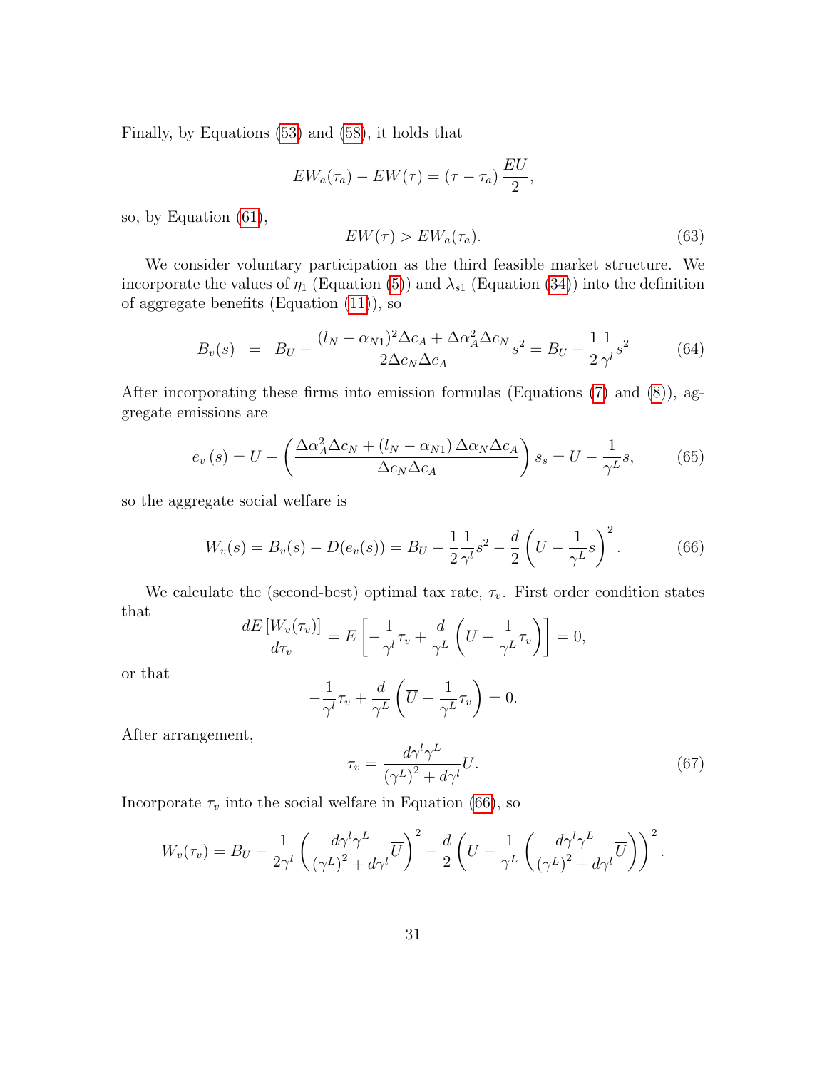Finally, by Equations (53) and (58), it holds that

$$EW_a(\tau_a) - EW(\tau) = (\tau - \tau_a)\,\frac{EU}{2},$$

so, by Equation (61),

$$EW(\tau) > EW_a(\tau_a). \tag{63}$$

We consider voluntary participation as the third feasible market structure. We incorporate the values of $\eta_1$ (Equation (5)) and $\lambda_{s1}$ (Equation (34)) into the definition of aggregate benefits (Equation (11)), so

$$B_v(s) \;=\; B_U - \frac{(l_N - \alpha_{N1})^2 \Delta c_A + \Delta\alpha_A^2 \Delta c_N}{2\Delta c_N \Delta c_A} s^2 = B_U - \frac{1}{2}\frac{1}{\gamma^l} s^2 \tag{64}$$

After incorporating these firms into emission formulas (Equations (7) and (8)), aggregate emissions are

$$e_v\left(s\right) = U - \left(\frac{\Delta\alpha_A^2 \Delta c_N + \left(l_N - \alpha_{N1}\right)\Delta\alpha_N \Delta c_A}{\Delta c_N \Delta c_A}\right) s_s = U - \frac{1}{\gamma^L} s, \tag{65}$$

so the aggregate social welfare is

$$W_v(s) = B_v(s) - D(e_v(s)) = B_U - \frac{1}{2}\frac{1}{\gamma^l} s^2 - \frac{d}{2}\left(U - \frac{1}{\gamma^L} s\right)^2. \tag{66}$$

We calculate the (second-best) optimal tax rate, $\tau_v$. First order condition states that

$$\frac{dE\left[W_v(\tau_v)\right]}{d\tau_v} = E\left[-\frac{1}{\gamma^l}\tau_v + \frac{d}{\gamma^L}\left(U - \frac{1}{\gamma^L}\tau_v\right)\right] = 0,$$

or that

$$-\frac{1}{\gamma^l}\tau_v + \frac{d}{\gamma^L}\left(\overline{U} - \frac{1}{\gamma^L}\tau_v\right) = 0.$$

After arrangement,

$$\tau_v = \frac{d\gamma^l \gamma^L}{\left(\gamma^L\right)^2 + d\gamma^l}\overline{U}. \tag{67}$$

Incorporate $\tau_v$ into the social welfare in Equation (66), so

$$W_v(\tau_v) = B_U - \frac{1}{2\gamma^l}\left(\frac{d\gamma^l \gamma^L}{\left(\gamma^L\right)^2 + d\gamma^l}\overline{U}\right)^2 - \frac{d}{2}\left(U - \frac{1}{\gamma^L}\left(\frac{d\gamma^l \gamma^L}{\left(\gamma^L\right)^2 + d\gamma^l}\overline{U}\right)\right)^2.$$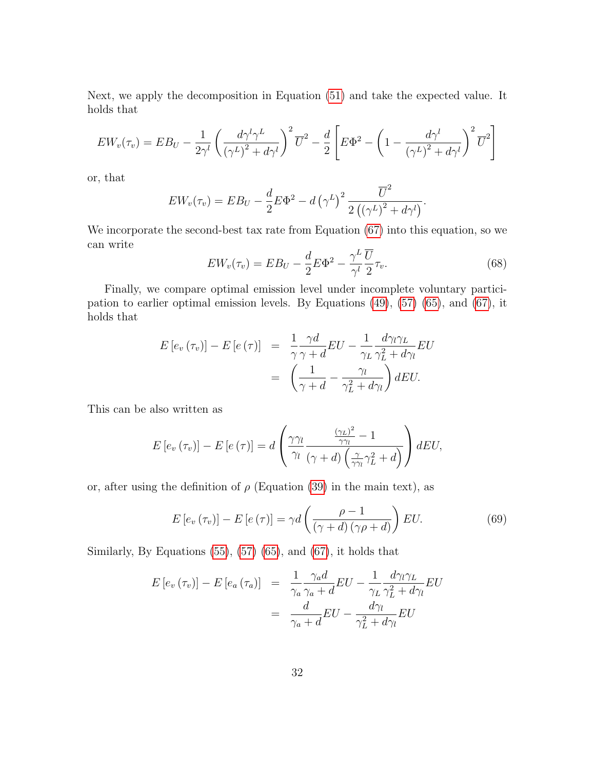Next, we apply the decomposition in Equation (51) and take the expected value. It holds that

$$EW_v(\tau_v) = EB_U - \frac{1}{2\gamma^l}\left(\frac{d\gamma^l\gamma^L}{\left(\gamma^L\right)^2 + d\gamma^l}\right)^2 \overline{U}^2 - \frac{d}{2}\left[E\Phi^2 - \left(1 - \frac{d\gamma^l}{\left(\gamma^L\right)^2 + d\gamma^l}\right)^2 \overline{U}^2\right]$$

or, that

$$EW_v(\tau_v) = EB_U - \frac{d}{2}E\Phi^2 - d\left(\gamma^L\right)^2 \frac{\overline{U}^2}{2\left(\left(\gamma^L\right)^2 + d\gamma^l\right)}.$$

We incorporate the second-best tax rate from Equation (67) into this equation, so we can write

$$EW_v(\tau_v) = EB_U - \frac{d}{2}E\Phi^2 - \frac{\gamma^L}{\gamma^l}\frac{\overline{U}}{2}\tau_v. \tag{68}$$

Finally, we compare optimal emission level under incomplete voluntary participation to earlier optimal emission levels. By Equations (49), (57) (65), and (67), it holds that

$$\begin{aligned} E\left[e_v\left(\tau_v\right)\right] - E\left[e\left(\tau\right)\right] &= \frac{1}{\gamma}\frac{\gamma d}{\gamma + d}EU - \frac{1}{\gamma_L}\frac{d\gamma_l\gamma_L}{\gamma_L^2 + d\gamma_l}EU \\ &= \left(\frac{1}{\gamma + d} - \frac{\gamma_l}{\gamma_L^2 + d\gamma_l}\right)dEU. \end{aligned}$$

This can be also written as

$$E\left[e_v\left(\tau_v\right)\right] - E\left[e\left(\tau\right)\right] = d\left(\frac{\gamma\gamma_l}{\gamma_l}\frac{\frac{(\gamma_L)^2}{\gamma\gamma_l} - 1}{(\gamma + d)\left(\frac{\gamma}{\gamma\gamma_l}\gamma_L^2 + d\right)}\right)dEU,$$

or, after using the definition of $\rho$ (Equation (39) in the main text), as

$$E\left[e_v\left(\tau_v\right)\right] - E\left[e\left(\tau\right)\right] = \gamma d\left(\frac{\rho - 1}{(\gamma + d)(\gamma\rho + d)}\right)EU. \tag{69}$$

Similarly, By Equations (55), (57) (65), and (67), it holds that

$$\begin{aligned} E\left[e_v\left(\tau_v\right)\right] - E\left[e_a\left(\tau_a\right)\right] &= \frac{1}{\gamma_a}\frac{\gamma_a d}{\gamma_a + d}EU - \frac{1}{\gamma_L}\frac{d\gamma_l\gamma_L}{\gamma_L^2 + d\gamma_l}EU \\ &= \frac{d}{\gamma_a + d}EU - \frac{d\gamma_l}{\gamma_L^2 + d\gamma_l}EU \end{aligned}$$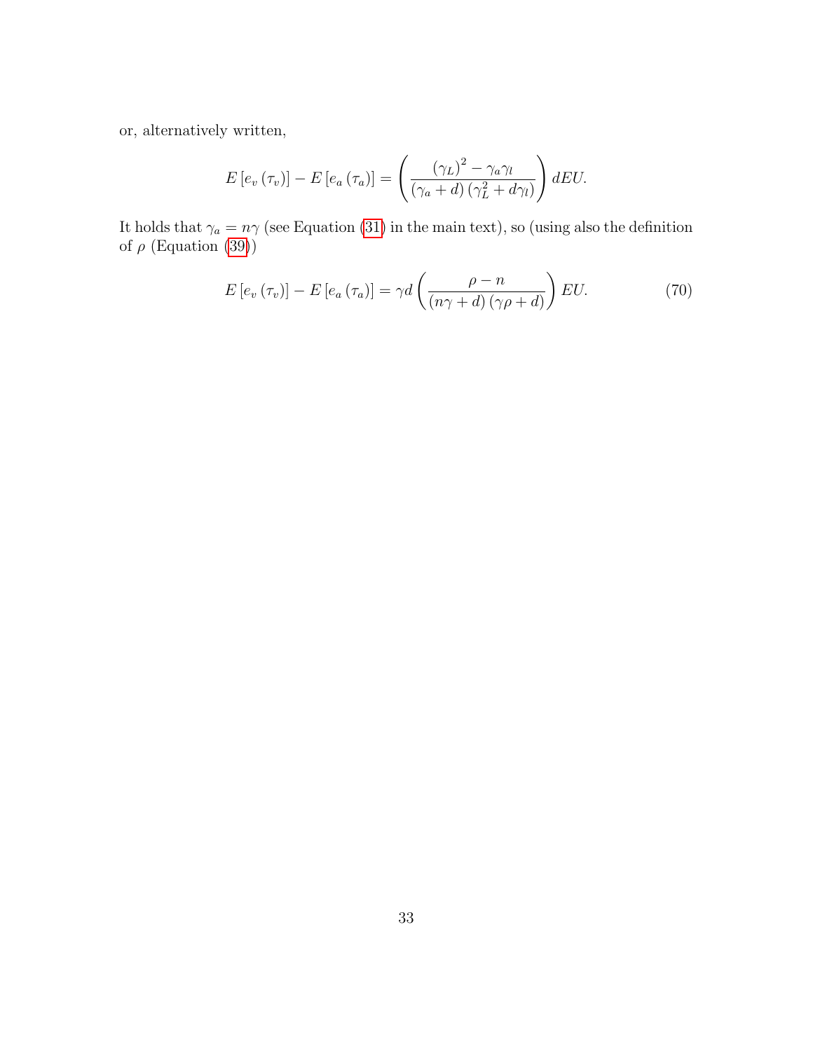or, alternatively written,

$$E\left[e_v\left(\tau_v\right)\right]-E\left[e_a\left(\tau_a\right)\right]=\left(\frac{\left(\gamma_L\right)^2-\gamma_a\gamma_l}{\left(\gamma_a+d\right)\left(\gamma_L^2+d\gamma_l\right)}\right)dEU.$$

It holds that $\gamma_a = n\gamma$ (see Equation (31) in the main text), so (using also the definition of $\rho$ (Equation (39))

$$E\left[e_v\left(\tau_v\right)\right]-E\left[e_a\left(\tau_a\right)\right]=\gamma d\left(\frac{\rho-n}{\left(n\gamma+d\right)\left(\gamma\rho+d\right)}\right)EU. \tag{70}$$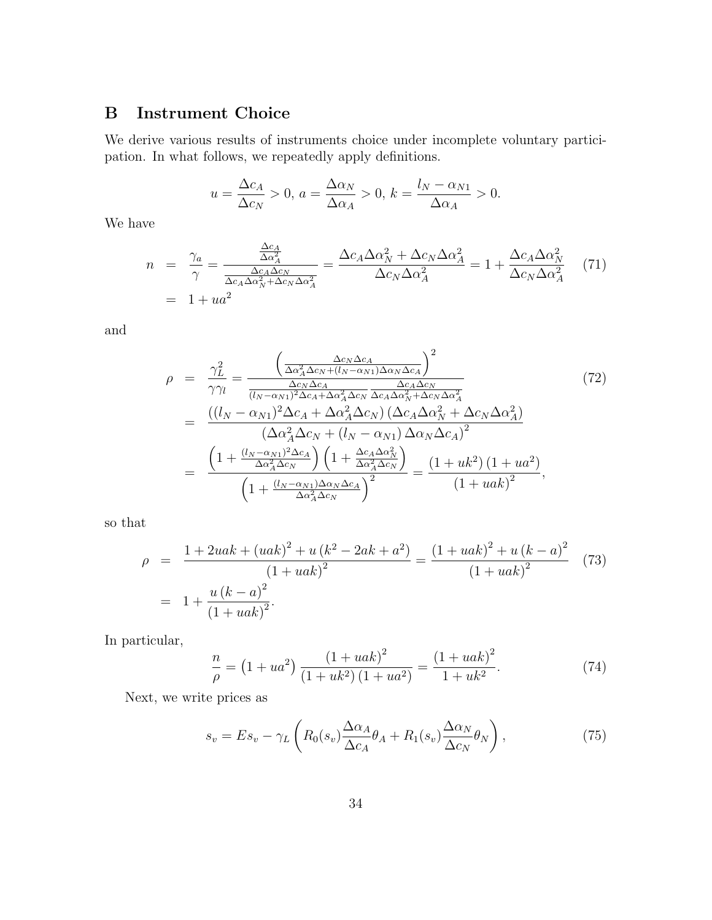## B Instrument Choice

We derive various results of instruments choice under incomplete voluntary participation. In what follows, we repeatedly apply definitions.

$$u = \frac{\Delta c_A}{\Delta c_N} > 0,\ a = \frac{\Delta \alpha_N}{\Delta \alpha_A} > 0,\ k = \frac{l_N - \alpha_{N1}}{\Delta \alpha_A} > 0.$$

We have

$$\begin{aligned} n &= \frac{\gamma_a}{\gamma} = \frac{\frac{\Delta c_A}{\Delta \alpha_A^2}}{\frac{\Delta c_A \Delta c_N}{\Delta c_A \Delta \alpha_N^2 + \Delta c_N \Delta \alpha_A^2}} = \frac{\Delta c_A \Delta \alpha_N^2 + \Delta c_N \Delta \alpha_A^2}{\Delta c_N \Delta \alpha_A^2} = 1 + \frac{\Delta c_A \Delta \alpha_N^2}{\Delta c_N \Delta \alpha_A^2} \\ &= 1 + ua^2 \end{aligned} \tag{71}$$

and

$$\begin{aligned} \rho &= \frac{\gamma_L^2}{\gamma \gamma_l} = \frac{\left(\frac{\Delta c_N \Delta c_A}{\Delta \alpha_A^2 \Delta c_N + (l_N - \alpha_{N1}) \Delta \alpha_N \Delta c_A}\right)^2}{\frac{\Delta c_N \Delta c_A}{(l_N - \alpha_{N1})^2 \Delta c_A + \Delta \alpha_A^2 \Delta c_N} \frac{\Delta c_A \Delta c_N}{\Delta c_A \Delta \alpha_N^2 + \Delta c_N \Delta \alpha_A^2}} \\ &= \frac{\left((l_N - \alpha_{N1})^2 \Delta c_A + \Delta \alpha_A^2 \Delta c_N\right)\left(\Delta c_A \Delta \alpha_N^2 + \Delta c_N \Delta \alpha_A^2\right)}{\left(\Delta \alpha_A^2 \Delta c_N + (l_N - \alpha_{N1}) \Delta \alpha_N \Delta c_A\right)^2} \\ &= \frac{\left(1 + \frac{(l_N - \alpha_{N1})^2 \Delta c_A}{\Delta \alpha_A^2 \Delta c_N}\right)\left(1 + \frac{\Delta c_A \Delta \alpha_N^2}{\Delta \alpha_A^2 \Delta c_N}\right)}{\left(1 + \frac{(l_N - \alpha_{N1}) \Delta \alpha_N \Delta c_A}{\Delta \alpha_A^2 \Delta c_N}\right)^2} = \frac{\left(1 + uk^2\right)\left(1 + ua^2\right)}{\left(1 + uak\right)^2}, \end{aligned} \tag{72}$$

so that

$$\begin{aligned} \rho &= \frac{1 + 2uak + (uak)^2 + u\left(k^2 - 2ak + a^2\right)}{\left(1 + uak\right)^2} = \frac{\left(1 + uak\right)^2 + u\left(k - a\right)^2}{\left(1 + uak\right)^2} \\ &= 1 + \frac{u\left(k - a\right)^2}{\left(1 + uak\right)^2}. \end{aligned} \tag{73}$$

In particular,

$$\frac{n}{\rho} = \left(1 + ua^2\right) \frac{\left(1 + uak\right)^2}{\left(1 + uk^2\right)\left(1 + ua^2\right)} = \frac{\left(1 + uak\right)^2}{1 + uk^2}. \tag{74}$$

Next, we write prices as

$$s_v = Es_v - \gamma_L \left( R_0(s_v) \frac{\Delta \alpha_A}{\Delta c_A} \theta_A + R_1(s_v) \frac{\Delta \alpha_N}{\Delta c_N} \theta_N \right), \tag{75}$$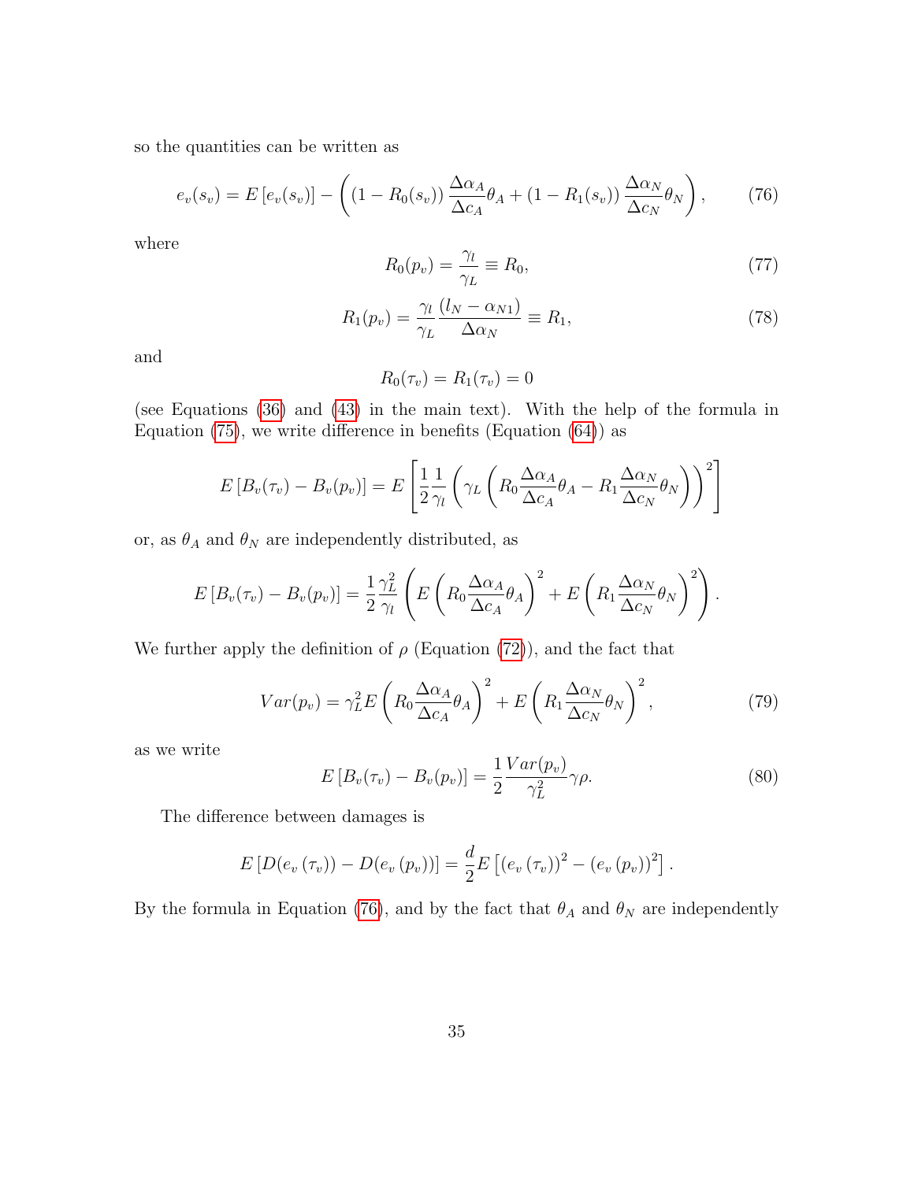so the quantities can be written as

$$e_v(s_v) = E\left[e_v(s_v)\right] - \left( (1 - R_0(s_v)) \frac{\Delta \alpha_A}{\Delta c_A} \theta_A + (1 - R_1(s_v)) \frac{\Delta \alpha_N}{\Delta c_N} \theta_N \right), \tag{76}$$

where

$$R_0(p_v) = \frac{\gamma_l}{\gamma_L} \equiv R_0, \tag{77}$$

$$R_1(p_v) = \frac{\gamma_l}{\gamma_L} \frac{(l_N - \alpha_{N1})}{\Delta \alpha_N} \equiv R_1, \tag{78}$$

and

$$R_0(\tau_v) = R_1(\tau_v) = 0$$

(see Equations (36) and (43) in the main text). With the help of the formula in Equation (75), we write difference in benefits (Equation (64)) as

$$E\left[B_v(\tau_v) - B_v(p_v)\right] = E\left[ \frac{1}{2} \frac{1}{\gamma_l} \left( \gamma_L \left( R_0 \frac{\Delta \alpha_A}{\Delta c_A} \theta_A - R_1 \frac{\Delta \alpha_N}{\Delta c_N} \theta_N \right) \right)^2 \right]$$

or, as $\theta_A$ and $\theta_N$ are independently distributed, as

$$E\left[B_v(\tau_v) - B_v(p_v)\right] = \frac{1}{2} \frac{\gamma_L^2}{\gamma_l} \left( E\left( R_0 \frac{\Delta \alpha_A}{\Delta c_A} \theta_A \right)^2 + E\left( R_1 \frac{\Delta \alpha_N}{\Delta c_N} \theta_N \right)^2 \right).$$

We further apply the definition of $\rho$ (Equation (72)), and the fact that

$$Var(p_v) = \gamma_L^2 E\left( R_0 \frac{\Delta \alpha_A}{\Delta c_A} \theta_A \right)^2 + E\left( R_1 \frac{\Delta \alpha_N}{\Delta c_N} \theta_N \right)^2, \tag{79}$$

as we write

$$E\left[B_v(\tau_v) - B_v(p_v)\right] = \frac{1}{2} \frac{Var(p_v)}{\gamma_L^2} \gamma \rho. \tag{80}$$

The difference between damages is

$$E\left[D(e_v(\tau_v)) - D(e_v(p_v))\right] = \frac{d}{2} E\left[ (e_v(\tau_v))^2 - (e_v(p_v))^2 \right].$$

By the formula in Equation (76), and by the fact that $\theta_A$ and $\theta_N$ are independently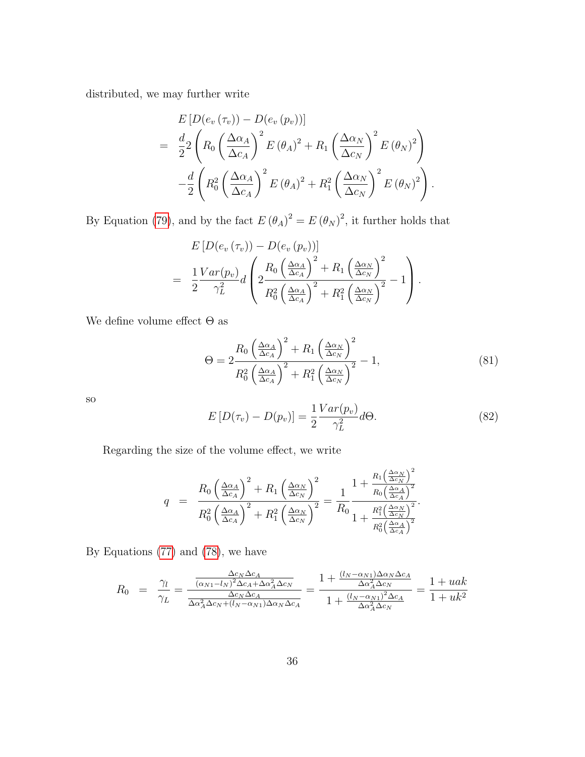distributed, we may further write

$$
\begin{aligned}
& E\left[D(e_v(\tau_v)) - D(e_v(p_v))\right] \\
= \;& \frac{d}{2} 2\left( R_0 \left(\frac{\Delta\alpha_A}{\Delta c_A}\right)^2 E(\theta_A)^2 + R_1 \left(\frac{\Delta\alpha_N}{\Delta c_N}\right)^2 E(\theta_N)^2 \right) \\
& - \frac{d}{2}\left( R_0^2 \left(\frac{\Delta\alpha_A}{\Delta c_A}\right)^2 E(\theta_A)^2 + R_1^2 \left(\frac{\Delta\alpha_N}{\Delta c_N}\right)^2 E(\theta_N)^2 \right).
\end{aligned}
$$

By Equation (79), and by the fact $E(\theta_A)^2 = E(\theta_N)^2$, it further holds that

$$
\begin{aligned}
& E\left[D(e_v(\tau_v)) - D(e_v(p_v))\right] \\
= \;& \frac{1}{2}\frac{Var(p_v)}{\gamma_L^2} d \left( 2\frac{R_0\left(\frac{\Delta\alpha_A}{\Delta c_A}\right)^2 + R_1\left(\frac{\Delta\alpha_N}{\Delta c_N}\right)^2}{R_0^2\left(\frac{\Delta\alpha_A}{\Delta c_A}\right)^2 + R_1^2\left(\frac{\Delta\alpha_N}{\Delta c_N}\right)^2} - 1 \right).
\end{aligned}
$$

We define volume effect $\Theta$ as

$$
\Theta = 2\frac{R_0\left(\frac{\Delta\alpha_A}{\Delta c_A}\right)^2 + R_1\left(\frac{\Delta\alpha_N}{\Delta c_N}\right)^2}{R_0^2\left(\frac{\Delta\alpha_A}{\Delta c_A}\right)^2 + R_1^2\left(\frac{\Delta\alpha_N}{\Delta c_N}\right)^2} - 1, \tag{81}
$$

so

$$
E\left[D(\tau_v) - D(p_v)\right] = \frac{1}{2}\frac{Var(p_v)}{\gamma_L^2} d\Theta. \tag{82}
$$

Regarding the size of the volume effect, we write

$$
q = \frac{R_0\left(\frac{\Delta\alpha_A}{\Delta c_A}\right)^2 + R_1\left(\frac{\Delta\alpha_N}{\Delta c_N}\right)^2}{R_0^2\left(\frac{\Delta\alpha_A}{\Delta c_A}\right)^2 + R_1^2\left(\frac{\Delta\alpha_N}{\Delta c_N}\right)^2} = \frac{1}{R_0}\frac{1 + \frac{R_1\left(\frac{\Delta\alpha_N}{\Delta c_N}\right)^2}{R_0\left(\frac{\Delta\alpha_A}{\Delta c_A}\right)^2}}{1 + \frac{R_1^2\left(\frac{\Delta\alpha_N}{\Delta c_N}\right)^2}{R_0^2\left(\frac{\Delta\alpha_A}{\Delta c_A}\right)^2}}.
$$

By Equations (77) and (78), we have

$$
R_0 = \frac{\gamma_l}{\gamma_L} = \frac{\frac{\Delta c_N \Delta c_A}{(\alpha_{N1} - l_N)^2 \Delta c_A + \Delta\alpha_A^2 \Delta c_N}}{\frac{\Delta c_N \Delta c_A}{\Delta\alpha_A^2 \Delta c_N + (l_N - \alpha_{N1})\Delta\alpha_N \Delta c_A}} = \frac{1 + \frac{(l_N - \alpha_{N1})\Delta\alpha_N \Delta c_A}{\Delta\alpha_A^2 \Delta c_N}}{1 + \frac{(l_N - \alpha_{N1})^2 \Delta c_A}{\Delta\alpha_A^2 \Delta c_N}} = \frac{1 + uak}{1 + uk^2}
$$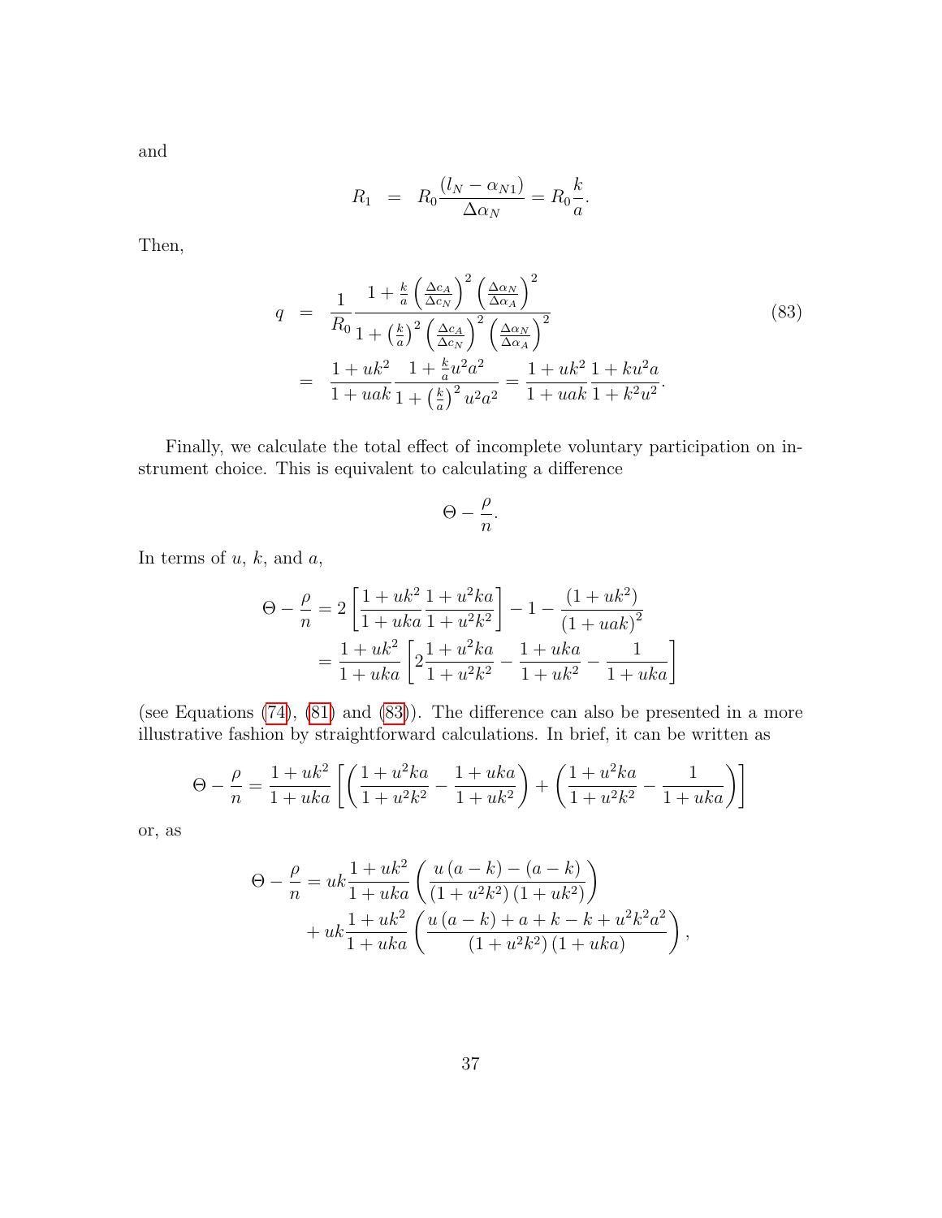and

$$R_1 = R_0 \frac{(l_N - \alpha_{N1})}{\Delta \alpha_N} = R_0 \frac{k}{a}.$$

Then,

$$\begin{aligned} q &= \frac{1}{R_0} \frac{1 + \frac{k}{a} \left(\frac{\Delta c_A}{\Delta c_N}\right)^2 \left(\frac{\Delta \alpha_N}{\Delta \alpha_A}\right)^2}{1 + \left(\frac{k}{a}\right)^2 \left(\frac{\Delta c_A}{\Delta c_N}\right)^2 \left(\frac{\Delta \alpha_N}{\Delta \alpha_A}\right)^2} \\ &= \frac{1 + uk^2}{1 + uak} \frac{1 + \frac{k}{a} u^2 a^2}{1 + \left(\frac{k}{a}\right)^2 u^2 a^2} = \frac{1 + uk^2}{1 + uak} \frac{1 + ku^2 a}{1 + k^2 u^2}. \end{aligned} \tag{83}$$

Finally, we calculate the total effect of incomplete voluntary participation on instrument choice. This is equivalent to calculating a difference

$$\Theta - \frac{\rho}{n}.$$

In terms of $u$, $k$, and $a$,

$$\begin{aligned} \Theta - \frac{\rho}{n} &= 2 \left[ \frac{1 + uk^2}{1 + uka} \frac{1 + u^2 ka}{1 + u^2 k^2} \right] - 1 - \frac{(1 + uk^2)}{(1 + uak)^2} \\ &= \frac{1 + uk^2}{1 + uka} \left[ 2 \frac{1 + u^2 ka}{1 + u^2 k^2} - \frac{1 + uka}{1 + uk^2} - \frac{1}{1 + uka} \right] \end{aligned}$$

(see Equations (74), (81) and (83)). The difference can also be presented in a more illustrative fashion by straightforward calculations. In brief, it can be written as

$$\Theta - \frac{\rho}{n} = \frac{1 + uk^2}{1 + uka} \left[ \left( \frac{1 + u^2 ka}{1 + u^2 k^2} - \frac{1 + uka}{1 + uk^2} \right) + \left( \frac{1 + u^2 ka}{1 + u^2 k^2} - \frac{1}{1 + uka} \right) \right]$$

or, as

$$\begin{aligned} \Theta - \frac{\rho}{n} &= uk \frac{1 + uk^2}{1 + uka} \left( \frac{u(a - k) - (a - k)}{(1 + u^2 k^2)(1 + uk^2)} \right) \\ &\quad + uk \frac{1 + uk^2}{1 + uka} \left( \frac{u(a - k) + a + k - k + u^2 k^2 a^2}{(1 + u^2 k^2)(1 + uka)} \right), \end{aligned}$$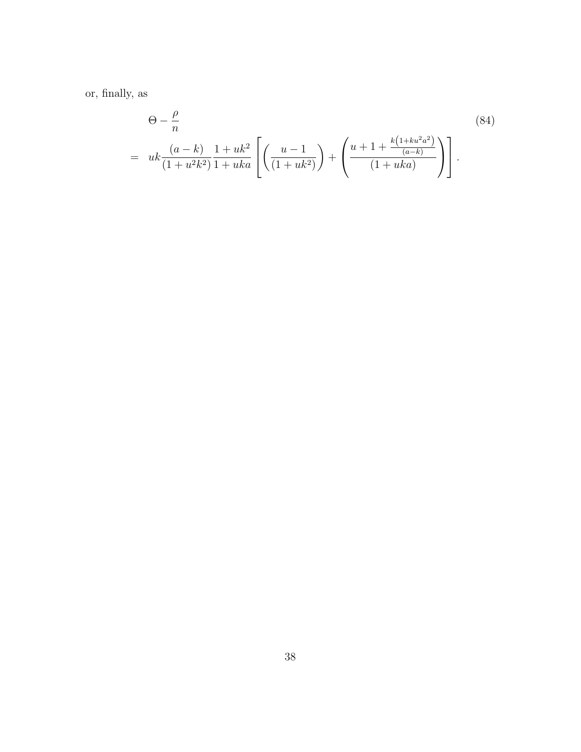or, finally, as

$$
\begin{aligned}
&\Theta - \frac{\rho}{n} \\
= \quad & uk\frac{(a-k)}{(1+u^2k^2)}\frac{1+uk^2}{1+uka}\left[\left(\frac{u-1}{(1+uk^2)}\right)+\left(\frac{u+1+\frac{k\left(1+ku^2a^2\right)}{(a-k)}}{(1+uka)}\right)\right].
\end{aligned}
\tag{84}
$$